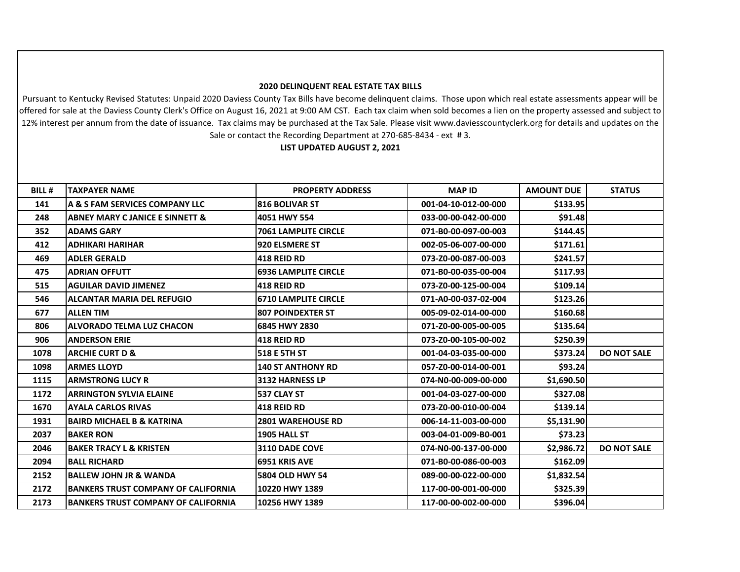## 2020 DELINQUENT REAL ESTATE TAX BILLS

Pursuant to Kentucky Revised Statutes: Unpaid 2020 Daviess County Tax Bills have become delinquent claims. Those upon which real estate assessments appear will be offered for sale at the Daviess County Clerk's Office on August 16, 2021 at 9:00 AM CST. Each tax claim when sold becomes a lien on the property assessed and subject to 12% interest per annum from the date of issuance. Tax claims may be purchased at the Tax Sale. Please visit www.daviesscountyclerk.org for details and updates on the Sale or contact the Recording Department at 270-685-8434 - ext # 3.

**LIST UPDATED AUGUST 2, 2021**

| BILL # | TAXPAYER NAME | PROPERTY ADDRESS | MAP ID | AMOUNT DUE | STATUS |
|---|---|---|---|---|---|
| 141 | A & S FAM SERVICES COMPANY LLC | 816 BOLIVAR ST | 001-04-10-012-00-000 | $133.95 | |
| 248 | ABNEY MARY C JANICE E SINNETT & | 4051 HWY 554 | 033-00-00-042-00-000 | $91.48 | |
| 352 | ADAMS GARY | 7061 LAMPLITE CIRCLE | 071-B0-00-097-00-003 | $144.45 | |
| 412 | ADHIKARI HARIHAR | 920 ELSMERE ST | 002-05-06-007-00-000 | $171.61 | |
| 469 | ADLER GERALD | 418 REID RD | 073-Z0-00-087-00-003 | $241.57 | |
| 475 | ADRIAN OFFUTT | 6936 LAMPLITE CIRCLE | 071-B0-00-035-00-004 | $117.93 | |
| 515 | AGUILAR DAVID JIMENEZ | 418 REID RD | 073-Z0-00-125-00-004 | $109.14 | |
| 546 | ALCANTAR MARIA DEL REFUGIO | 6710 LAMPLITE CIRCLE | 071-A0-00-037-02-004 | $123.26 | |
| 677 | ALLEN TIM | 807 POINDEXTER ST | 005-09-02-014-00-000 | $160.68 | |
| 806 | ALVORADO TELMA LUZ CHACON | 6845 HWY 2830 | 071-Z0-00-005-00-005 | $135.64 | |
| 906 | ANDERSON ERIE | 418 REID RD | 073-Z0-00-105-00-002 | $250.39 | |
| 1078 | ARCHIE CURT D & | 518 E 5TH ST | 001-04-03-035-00-000 | $373.24 | DO NOT SALE |
| 1098 | ARMES LLOYD | 140 ST ANTHONY RD | 057-Z0-00-014-00-001 | $93.24 | |
| 1115 | ARMSTRONG LUCY R | 3132 HARNESS LP | 074-N0-00-009-00-000 | $1,690.50 | |
| 1172 | ARRINGTON SYLVIA ELAINE | 537 CLAY ST | 001-04-03-027-00-000 | $327.08 | |
| 1670 | AYALA CARLOS RIVAS | 418 REID RD | 073-Z0-00-010-00-004 | $139.14 | |
| 1931 | BAIRD MICHAEL B & KATRINA | 2801 WAREHOUSE RD | 006-14-11-003-00-000 | $5,131.90 | |
| 2037 | BAKER RON | 1905 HALL ST | 003-04-01-009-B0-001 | $73.23 | |
| 2046 | BAKER TRACY L & KRISTEN | 3110 DADE COVE | 074-N0-00-137-00-000 | $2,986.72 | DO NOT SALE |
| 2094 | BALL RICHARD | 6951 KRIS AVE | 071-B0-00-086-00-003 | $162.09 | |
| 2152 | BALLEW JOHN JR & WANDA | 5804 OLD HWY 54 | 089-00-00-022-00-000 | $1,832.54 | |
| 2172 | BANKERS TRUST COMPANY OF CALIFORNIA | 10220 HWY 1389 | 117-00-00-001-00-000 | $325.39 | |
| 2173 | BANKERS TRUST COMPANY OF CALIFORNIA | 10256 HWY 1389 | 117-00-00-002-00-000 | $396.04 | |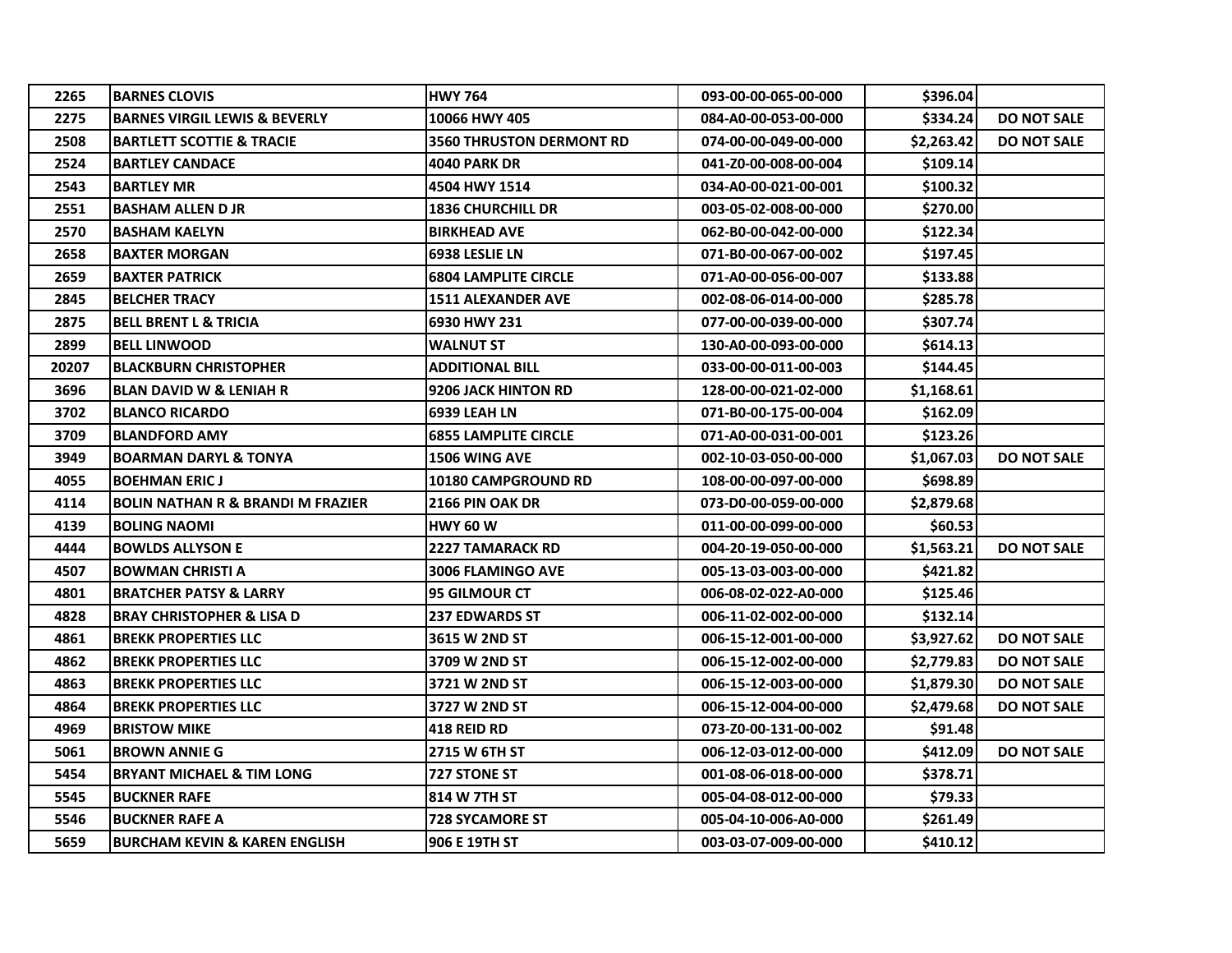| | | | | | |
|---|---|---|---|---|---|
| 2265 | BARNES CLOVIS | HWY 764 | 093-00-00-065-00-000 | $396.04 | |
| 2275 | BARNES VIRGIL LEWIS & BEVERLY | 10066 HWY 405 | 084-A0-00-053-00-000 | $334.24 | DO NOT SALE |
| 2508 | BARTLETT SCOTTIE & TRACIE | 3560 THRUSTON DERMONT RD | 074-00-00-049-00-000 | $2,263.42 | DO NOT SALE |
| 2524 | BARTLEY CANDACE | 4040 PARK DR | 041-Z0-00-008-00-004 | $109.14 | |
| 2543 | BARTLEY MR | 4504 HWY 1514 | 034-A0-00-021-00-001 | $100.32 | |
| 2551 | BASHAM ALLEN D JR | 1836 CHURCHILL DR | 003-05-02-008-00-000 | $270.00 | |
| 2570 | BASHAM KAELYN | BIRKHEAD AVE | 062-B0-00-042-00-000 | $122.34 | |
| 2658 | BAXTER MORGAN | 6938 LESLIE LN | 071-B0-00-067-00-002 | $197.45 | |
| 2659 | BAXTER PATRICK | 6804 LAMPLITE CIRCLE | 071-A0-00-056-00-007 | $133.88 | |
| 2845 | BELCHER TRACY | 1511 ALEXANDER AVE | 002-08-06-014-00-000 | $285.78 | |
| 2875 | BELL BRENT L & TRICIA | 6930 HWY 231 | 077-00-00-039-00-000 | $307.74 | |
| 2899 | BELL LINWOOD | WALNUT ST | 130-A0-00-093-00-000 | $614.13 | |
| 20207 | BLACKBURN CHRISTOPHER | ADDITIONAL BILL | 033-00-00-011-00-003 | $144.45 | |
| 3696 | BLAN DAVID W & LENIAH R | 9206 JACK HINTON RD | 128-00-00-021-02-000 | $1,168.61 | |
| 3702 | BLANCO RICARDO | 6939 LEAH LN | 071-B0-00-175-00-004 | $162.09 | |
| 3709 | BLANDFORD AMY | 6855 LAMPLITE CIRCLE | 071-A0-00-031-00-001 | $123.26 | |
| 3949 | BOARMAN DARYL & TONYA | 1506 WING AVE | 002-10-03-050-00-000 | $1,067.03 | DO NOT SALE |
| 4055 | BOEHMAN ERIC J | 10180 CAMPGROUND RD | 108-00-00-097-00-000 | $698.89 | |
| 4114 | BOLIN NATHAN R & BRANDI M FRAZIER | 2166 PIN OAK DR | 073-D0-00-059-00-000 | $2,879.68 | |
| 4139 | BOLING NAOMI | HWY 60 W | 011-00-00-099-00-000 | $60.53 | |
| 4444 | BOWLDS ALLYSON E | 2227 TAMARACK RD | 004-20-19-050-00-000 | $1,563.21 | DO NOT SALE |
| 4507 | BOWMAN CHRISTI A | 3006 FLAMINGO AVE | 005-13-03-003-00-000 | $421.82 | |
| 4801 | BRATCHER PATSY & LARRY | 95 GILMOUR CT | 006-08-02-022-A0-000 | $125.46 | |
| 4828 | BRAY CHRISTOPHER & LISA D | 237 EDWARDS ST | 006-11-02-002-00-000 | $132.14 | |
| 4861 | BREKK PROPERTIES LLC | 3615 W 2ND ST | 006-15-12-001-00-000 | $3,927.62 | DO NOT SALE |
| 4862 | BREKK PROPERTIES LLC | 3709 W 2ND ST | 006-15-12-002-00-000 | $2,779.83 | DO NOT SALE |
| 4863 | BREKK PROPERTIES LLC | 3721 W 2ND ST | 006-15-12-003-00-000 | $1,879.30 | DO NOT SALE |
| 4864 | BREKK PROPERTIES LLC | 3727 W 2ND ST | 006-15-12-004-00-000 | $2,479.68 | DO NOT SALE |
| 4969 | BRISTOW MIKE | 418 REID RD | 073-Z0-00-131-00-002 | $91.48 | |
| 5061 | BROWN ANNIE G | 2715 W 6TH ST | 006-12-03-012-00-000 | $412.09 | DO NOT SALE |
| 5454 | BRYANT MICHAEL & TIM LONG | 727 STONE ST | 001-08-06-018-00-000 | $378.71 | |
| 5545 | BUCKNER RAFE | 814 W 7TH ST | 005-04-08-012-00-000 | $79.33 | |
| 5546 | BUCKNER RAFE A | 728 SYCAMORE ST | 005-04-10-006-A0-000 | $261.49 | |
| 5659 | BURCHAM KEVIN & KAREN ENGLISH | 906 E 19TH ST | 003-03-07-009-00-000 | $410.12 | |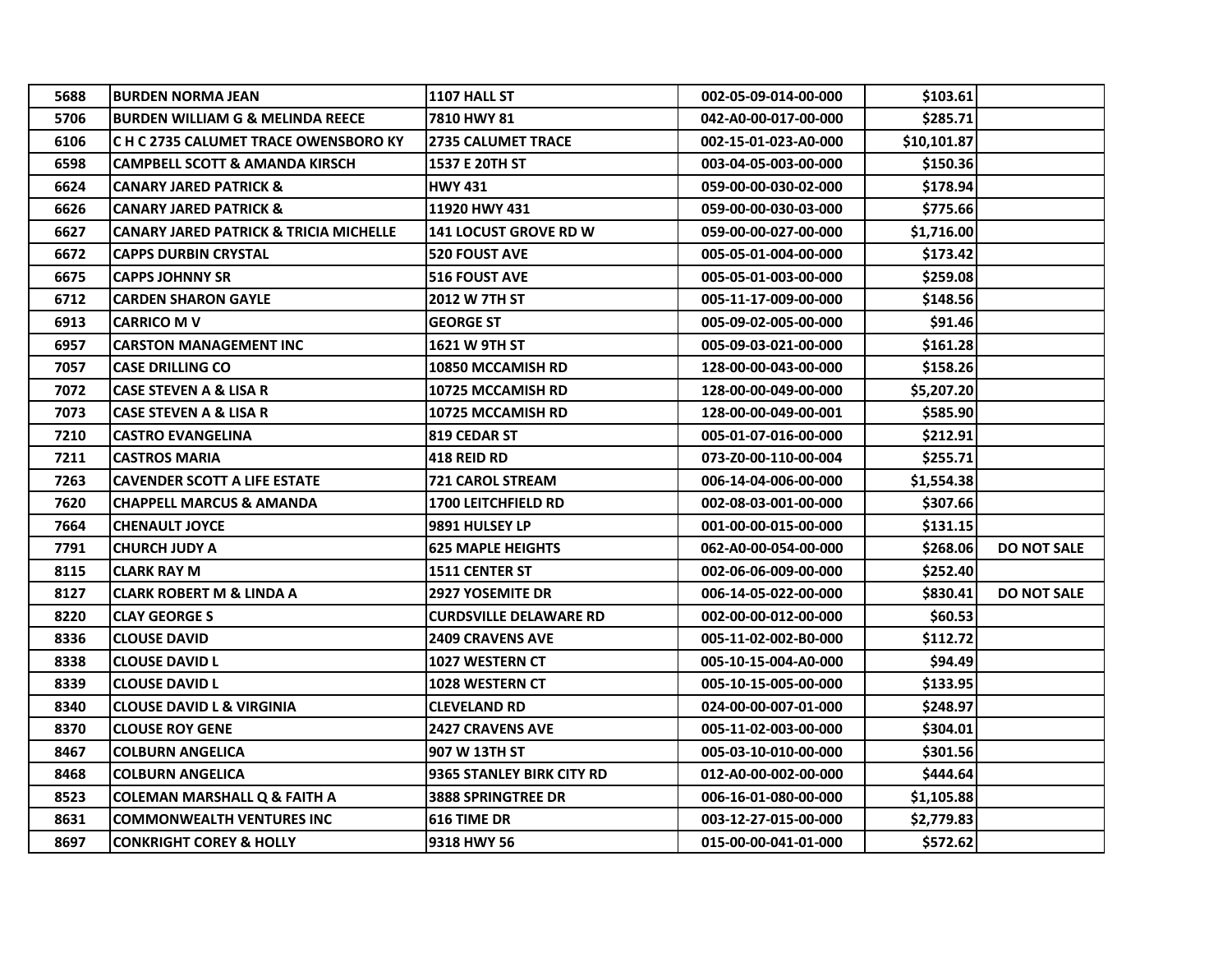| | | | | | |
|---|---|---|---|---|---|
| 5688 | BURDEN NORMA JEAN | 1107 HALL ST | 002-05-09-014-00-000 | $103.61 | |
| 5706 | BURDEN WILLIAM G & MELINDA REECE | 7810 HWY 81 | 042-A0-00-017-00-000 | $285.71 | |
| 6106 | C H C 2735 CALUMET TRACE OWENSBORO KY | 2735 CALUMET TRACE | 002-15-01-023-A0-000 | $10,101.87 | |
| 6598 | CAMPBELL SCOTT & AMANDA KIRSCH | 1537 E 20TH ST | 003-04-05-003-00-000 | $150.36 | |
| 6624 | CANARY JARED PATRICK & | HWY 431 | 059-00-00-030-02-000 | $178.94 | |
| 6626 | CANARY JARED PATRICK & | 11920 HWY 431 | 059-00-00-030-03-000 | $775.66 | |
| 6627 | CANARY JARED PATRICK & TRICIA MICHELLE | 141 LOCUST GROVE RD W | 059-00-00-027-00-000 | $1,716.00 | |
| 6672 | CAPPS DURBIN CRYSTAL | 520 FOUST AVE | 005-05-01-004-00-000 | $173.42 | |
| 6675 | CAPPS JOHNNY SR | 516 FOUST AVE | 005-05-01-003-00-000 | $259.08 | |
| 6712 | CARDEN SHARON GAYLE | 2012 W 7TH ST | 005-11-17-009-00-000 | $148.56 | |
| 6913 | CARRICO M V | GEORGE ST | 005-09-02-005-00-000 | $91.46 | |
| 6957 | CARSTON MANAGEMENT INC | 1621 W 9TH ST | 005-09-03-021-00-000 | $161.28 | |
| 7057 | CASE DRILLING CO | 10850 MCCAMISH RD | 128-00-00-043-00-000 | $158.26 | |
| 7072 | CASE STEVEN A & LISA R | 10725 MCCAMISH RD | 128-00-00-049-00-000 | $5,207.20 | |
| 7073 | CASE STEVEN A & LISA R | 10725 MCCAMISH RD | 128-00-00-049-00-001 | $585.90 | |
| 7210 | CASTRO EVANGELINA | 819 CEDAR ST | 005-01-07-016-00-000 | $212.91 | |
| 7211 | CASTROS MARIA | 418 REID RD | 073-Z0-00-110-00-004 | $255.71 | |
| 7263 | CAVENDER SCOTT A LIFE ESTATE | 721 CAROL STREAM | 006-14-04-006-00-000 | $1,554.38 | |
| 7620 | CHAPPELL MARCUS & AMANDA | 1700 LEITCHFIELD RD | 002-08-03-001-00-000 | $307.66 | |
| 7664 | CHENAULT JOYCE | 9891 HULSEY LP | 001-00-00-015-00-000 | $131.15 | |
| 7791 | CHURCH JUDY A | 625 MAPLE HEIGHTS | 062-A0-00-054-00-000 | $268.06 | DO NOT SALE |
| 8115 | CLARK RAY M | 1511 CENTER ST | 002-06-06-009-00-000 | $252.40 | |
| 8127 | CLARK ROBERT M & LINDA A | 2927 YOSEMITE DR | 006-14-05-022-00-000 | $830.41 | DO NOT SALE |
| 8220 | CLAY GEORGE S | CURDSVILLE DELAWARE RD | 002-00-00-012-00-000 | $60.53 | |
| 8336 | CLOUSE DAVID | 2409 CRAVENS AVE | 005-11-02-002-B0-000 | $112.72 | |
| 8338 | CLOUSE DAVID L | 1027 WESTERN CT | 005-10-15-004-A0-000 | $94.49 | |
| 8339 | CLOUSE DAVID L | 1028 WESTERN CT | 005-10-15-005-00-000 | $133.95 | |
| 8340 | CLOUSE DAVID L & VIRGINIA | CLEVELAND RD | 024-00-00-007-01-000 | $248.97 | |
| 8370 | CLOUSE ROY GENE | 2427 CRAVENS AVE | 005-11-02-003-00-000 | $304.01 | |
| 8467 | COLBURN ANGELICA | 907 W 13TH ST | 005-03-10-010-00-000 | $301.56 | |
| 8468 | COLBURN ANGELICA | 9365 STANLEY BIRK CITY RD | 012-A0-00-002-00-000 | $444.64 | |
| 8523 | COLEMAN MARSHALL Q & FAITH A | 3888 SPRINGTREE DR | 006-16-01-080-00-000 | $1,105.88 | |
| 8631 | COMMONWEALTH VENTURES INC | 616 TIME DR | 003-12-27-015-00-000 | $2,779.83 | |
| 8697 | CONKRIGHT COREY & HOLLY | 9318 HWY 56 | 015-00-00-041-01-000 | $572.62 | |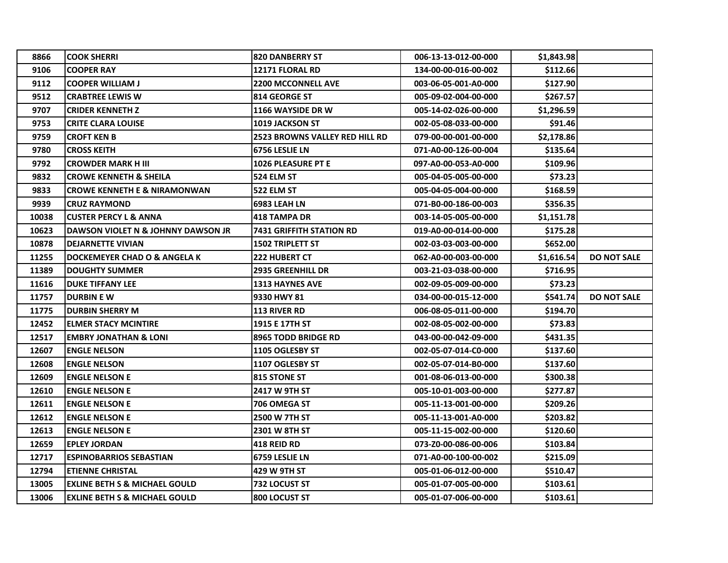| | | | | | |
|---|---|---|---|---|---|
| 8866 | COOK SHERRI | 820 DANBERRY ST | 006-13-13-012-00-000 | $1,843.98 | |
| 9106 | COOPER RAY | 12171 FLORAL RD | 134-00-00-016-00-002 | $112.66 | |
| 9112 | COOPER WILLIAM J | 2200 MCCONNELL AVE | 003-06-05-001-A0-000 | $127.90 | |
| 9512 | CRABTREE LEWIS W | 814 GEORGE ST | 005-09-02-004-00-000 | $267.57 | |
| 9707 | CRIDER KENNETH Z | 1166 WAYSIDE DR W | 005-14-02-026-00-000 | $1,296.59 | |
| 9753 | CRITE CLARA LOUISE | 1019 JACKSON ST | 002-05-08-033-00-000 | $91.46 | |
| 9759 | CROFT KEN B | 2523 BROWNS VALLEY RED HILL RD | 079-00-00-001-00-000 | $2,178.86 | |
| 9780 | CROSS KEITH | 6756 LESLIE LN | 071-A0-00-126-00-004 | $135.64 | |
| 9792 | CROWDER MARK H III | 1026 PLEASURE PT E | 097-A0-00-053-A0-000 | $109.96 | |
| 9832 | CROWE KENNETH & SHEILA | 524 ELM ST | 005-04-05-005-00-000 | $73.23 | |
| 9833 | CROWE KENNETH E & NIRAMONWAN | 522 ELM ST | 005-04-05-004-00-000 | $168.59 | |
| 9939 | CRUZ RAYMOND | 6983 LEAH LN | 071-B0-00-186-00-003 | $356.35 | |
| 10038 | CUSTER PERCY L & ANNA | 418 TAMPA DR | 003-14-05-005-00-000 | $1,151.78 | |
| 10623 | DAWSON VIOLET N & JOHNNY DAWSON JR | 7431 GRIFFITH STATION RD | 019-A0-00-014-00-000 | $175.28 | |
| 10878 | DEJARNETTE VIVIAN | 1502 TRIPLETT ST | 002-03-03-003-00-000 | $652.00 | |
| 11255 | DOCKEMEYER CHAD O & ANGELA K | 222 HUBERT CT | 062-A0-00-003-00-000 | $1,616.54 | DO NOT SALE |
| 11389 | DOUGHTY SUMMER | 2935 GREENHILL DR | 003-21-03-038-00-000 | $716.95 | |
| 11616 | DUKE TIFFANY LEE | 1313 HAYNES AVE | 002-09-05-009-00-000 | $73.23 | |
| 11757 | DURBIN E W | 9330 HWY 81 | 034-00-00-015-12-000 | $541.74 | DO NOT SALE |
| 11775 | DURBIN SHERRY M | 113 RIVER RD | 006-08-05-011-00-000 | $194.70 | |
| 12452 | ELMER STACY MCINTIRE | 1915 E 17TH ST | 002-08-05-002-00-000 | $73.83 | |
| 12517 | EMBRY JONATHAN & LONI | 8965 TODD BRIDGE RD | 043-00-00-042-09-000 | $431.35 | |
| 12607 | ENGLE NELSON | 1105 OGLESBY ST | 002-05-07-014-C0-000 | $137.60 | |
| 12608 | ENGLE NELSON | 1107 OGLESBY ST | 002-05-07-014-B0-000 | $137.60 | |
| 12609 | ENGLE NELSON E | 815 STONE ST | 001-08-06-013-00-000 | $300.38 | |
| 12610 | ENGLE NELSON E | 2417 W 9TH ST | 005-10-01-003-00-000 | $277.87 | |
| 12611 | ENGLE NELSON E | 706 OMEGA ST | 005-11-13-001-00-000 | $209.26 | |
| 12612 | ENGLE NELSON E | 2500 W 7TH ST | 005-11-13-001-A0-000 | $203.82 | |
| 12613 | ENGLE NELSON E | 2301 W 8TH ST | 005-11-15-002-00-000 | $120.60 | |
| 12659 | EPLEY JORDAN | 418 REID RD | 073-Z0-00-086-00-006 | $103.84 | |
| 12717 | ESPINOBARRIOS SEBASTIAN | 6759 LESLIE LN | 071-A0-00-100-00-002 | $215.09 | |
| 12794 | ETIENNE CHRISTAL | 429 W 9TH ST | 005-01-06-012-00-000 | $510.47 | |
| 13005 | EXLINE BETH S & MICHAEL GOULD | 732 LOCUST ST | 005-01-07-005-00-000 | $103.61 | |
| 13006 | EXLINE BETH S & MICHAEL GOULD | 800 LOCUST ST | 005-01-07-006-00-000 | $103.61 | |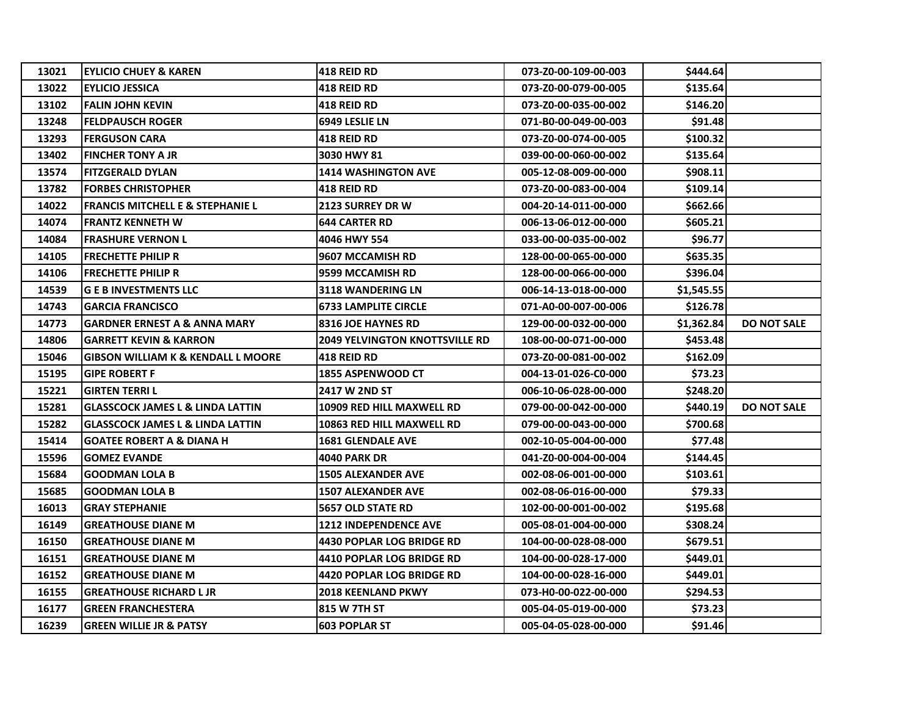| | | | | | |
|---|---|---|---|---|---|
| 13021 | EYLICIO CHUEY & KAREN | 418 REID RD | 073-Z0-00-109-00-003 | $444.64 | |
| 13022 | EYLICIO JESSICA | 418 REID RD | 073-Z0-00-079-00-005 | $135.64 | |
| 13102 | FALIN JOHN KEVIN | 418 REID RD | 073-Z0-00-035-00-002 | $146.20 | |
| 13248 | FELDPAUSCH ROGER | 6949 LESLIE LN | 071-B0-00-049-00-003 | $91.48 | |
| 13293 | FERGUSON CARA | 418 REID RD | 073-Z0-00-074-00-005 | $100.32 | |
| 13402 | FINCHER TONY A JR | 3030 HWY 81 | 039-00-00-060-00-002 | $135.64 | |
| 13574 | FITZGERALD DYLAN | 1414 WASHINGTON AVE | 005-12-08-009-00-000 | $908.11 | |
| 13782 | FORBES CHRISTOPHER | 418 REID RD | 073-Z0-00-083-00-004 | $109.14 | |
| 14022 | FRANCIS MITCHELL E & STEPHANIE L | 2123 SURREY DR W | 004-20-14-011-00-000 | $662.66 | |
| 14074 | FRANTZ KENNETH W | 644 CARTER RD | 006-13-06-012-00-000 | $605.21 | |
| 14084 | FRASHURE VERNON L | 4046 HWY 554 | 033-00-00-035-00-002 | $96.77 | |
| 14105 | FRECHETTE PHILIP R | 9607 MCCAMISH RD | 128-00-00-065-00-000 | $635.35 | |
| 14106 | FRECHETTE PHILIP R | 9599 MCCAMISH RD | 128-00-00-066-00-000 | $396.04 | |
| 14539 | G E B INVESTMENTS LLC | 3118 WANDERING LN | 006-14-13-018-00-000 | $1,545.55 | |
| 14743 | GARCIA FRANCISCO | 6733 LAMPLITE CIRCLE | 071-A0-00-007-00-006 | $126.78 | |
| 14773 | GARDNER ERNEST A & ANNA MARY | 8316 JOE HAYNES RD | 129-00-00-032-00-000 | $1,362.84 | DO NOT SALE |
| 14806 | GARRETT KEVIN & KARRON | 2049 YELVINGTON KNOTTSVILLE RD | 108-00-00-071-00-000 | $453.48 | |
| 15046 | GIBSON WILLIAM K & KENDALL L MOORE | 418 REID RD | 073-Z0-00-081-00-002 | $162.09 | |
| 15195 | GIPE ROBERT F | 1855 ASPENWOOD CT | 004-13-01-026-C0-000 | $73.23 | |
| 15221 | GIRTEN TERRI L | 2417 W 2ND ST | 006-10-06-028-00-000 | $248.20 | |
| 15281 | GLASSCOCK JAMES L & LINDA LATTIN | 10909 RED HILL MAXWELL RD | 079-00-00-042-00-000 | $440.19 | DO NOT SALE |
| 15282 | GLASSCOCK JAMES L & LINDA LATTIN | 10863 RED HILL MAXWELL RD | 079-00-00-043-00-000 | $700.68 | |
| 15414 | GOATEE ROBERT A & DIANA H | 1681 GLENDALE AVE | 002-10-05-004-00-000 | $77.48 | |
| 15596 | GOMEZ EVANDE | 4040 PARK DR | 041-Z0-00-004-00-004 | $144.45 | |
| 15684 | GOODMAN LOLA B | 1505 ALEXANDER AVE | 002-08-06-001-00-000 | $103.61 | |
| 15685 | GOODMAN LOLA B | 1507 ALEXANDER AVE | 002-08-06-016-00-000 | $79.33 | |
| 16013 | GRAY STEPHANIE | 5657 OLD STATE RD | 102-00-00-001-00-002 | $195.68 | |
| 16149 | GREATHOUSE DIANE M | 1212 INDEPENDENCE AVE | 005-08-01-004-00-000 | $308.24 | |
| 16150 | GREATHOUSE DIANE M | 4430 POPLAR LOG BRIDGE RD | 104-00-00-028-08-000 | $679.51 | |
| 16151 | GREATHOUSE DIANE M | 4410 POPLAR LOG BRIDGE RD | 104-00-00-028-17-000 | $449.01 | |
| 16152 | GREATHOUSE DIANE M | 4420 POPLAR LOG BRIDGE RD | 104-00-00-028-16-000 | $449.01 | |
| 16155 | GREATHOUSE RICHARD L JR | 2018 KEENLAND PKWY | 073-H0-00-022-00-000 | $294.53 | |
| 16177 | GREEN FRANCHESTERA | 815 W 7TH ST | 005-04-05-019-00-000 | $73.23 | |
| 16239 | GREEN WILLIE JR & PATSY | 603 POPLAR ST | 005-04-05-028-00-000 | $91.46 | |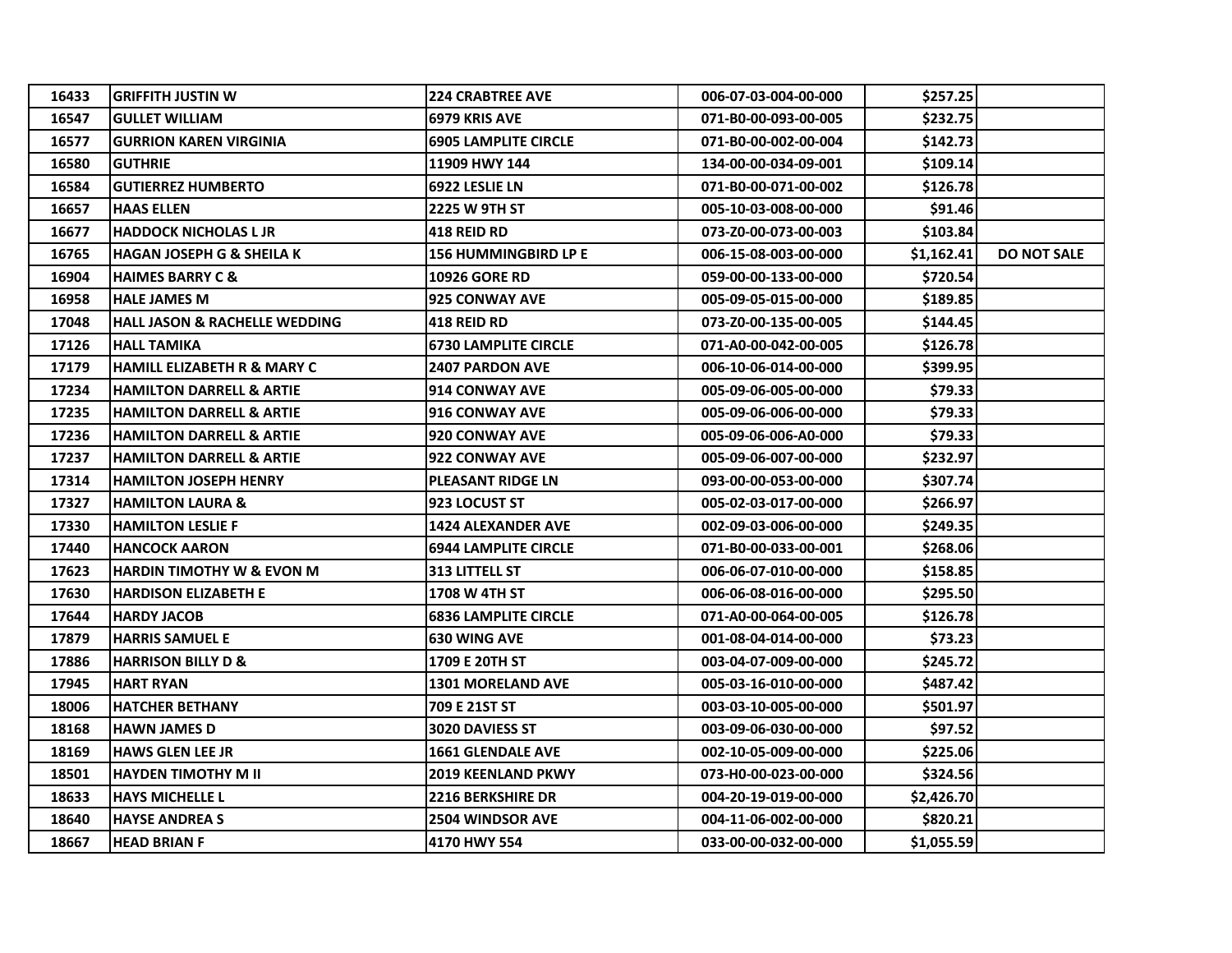| | | | | | |
|---|---|---|---|---|---|
| 16433 | GRIFFITH JUSTIN W | 224 CRABTREE AVE | 006-07-03-004-00-000 | $257.25 | |
| 16547 | GULLET WILLIAM | 6979 KRIS AVE | 071-B0-00-093-00-005 | $232.75 | |
| 16577 | GURRION KAREN VIRGINIA | 6905 LAMPLITE CIRCLE | 071-B0-00-002-00-004 | $142.73 | |
| 16580 | GUTHRIE | 11909 HWY 144 | 134-00-00-034-09-001 | $109.14 | |
| 16584 | GUTIERREZ HUMBERTO | 6922 LESLIE LN | 071-B0-00-071-00-002 | $126.78 | |
| 16657 | HAAS ELLEN | 2225 W 9TH ST | 005-10-03-008-00-000 | $91.46 | |
| 16677 | HADDOCK NICHOLAS L JR | 418 REID RD | 073-Z0-00-073-00-003 | $103.84 | |
| 16765 | HAGAN JOSEPH G & SHEILA K | 156 HUMMINGBIRD LP E | 006-15-08-003-00-000 | $1,162.41 | DO NOT SALE |
| 16904 | HAIMES BARRY C & | 10926 GORE RD | 059-00-00-133-00-000 | $720.54 | |
| 16958 | HALE JAMES M | 925 CONWAY AVE | 005-09-05-015-00-000 | $189.85 | |
| 17048 | HALL JASON & RACHELLE WEDDING | 418 REID RD | 073-Z0-00-135-00-005 | $144.45 | |
| 17126 | HALL TAMIKA | 6730 LAMPLITE CIRCLE | 071-A0-00-042-00-005 | $126.78 | |
| 17179 | HAMILL ELIZABETH R & MARY C | 2407 PARDON AVE | 006-10-06-014-00-000 | $399.95 | |
| 17234 | HAMILTON DARRELL & ARTIE | 914 CONWAY AVE | 005-09-06-005-00-000 | $79.33 | |
| 17235 | HAMILTON DARRELL & ARTIE | 916 CONWAY AVE | 005-09-06-006-00-000 | $79.33 | |
| 17236 | HAMILTON DARRELL & ARTIE | 920 CONWAY AVE | 005-09-06-006-A0-000 | $79.33 | |
| 17237 | HAMILTON DARRELL & ARTIE | 922 CONWAY AVE | 005-09-06-007-00-000 | $232.97 | |
| 17314 | HAMILTON JOSEPH HENRY | PLEASANT RIDGE LN | 093-00-00-053-00-000 | $307.74 | |
| 17327 | HAMILTON LAURA & | 923 LOCUST ST | 005-02-03-017-00-000 | $266.97 | |
| 17330 | HAMILTON LESLIE F | 1424 ALEXANDER AVE | 002-09-03-006-00-000 | $249.35 | |
| 17440 | HANCOCK AARON | 6944 LAMPLITE CIRCLE | 071-B0-00-033-00-001 | $268.06 | |
| 17623 | HARDIN TIMOTHY W & EVON M | 313 LITTELL ST | 006-06-07-010-00-000 | $158.85 | |
| 17630 | HARDISON ELIZABETH E | 1708 W 4TH ST | 006-06-08-016-00-000 | $295.50 | |
| 17644 | HARDY JACOB | 6836 LAMPLITE CIRCLE | 071-A0-00-064-00-005 | $126.78 | |
| 17879 | HARRIS SAMUEL E | 630 WING AVE | 001-08-04-014-00-000 | $73.23 | |
| 17886 | HARRISON BILLY D & | 1709 E 20TH ST | 003-04-07-009-00-000 | $245.72 | |
| 17945 | HART RYAN | 1301 MORELAND AVE | 005-03-16-010-00-000 | $487.42 | |
| 18006 | HATCHER BETHANY | 709 E 21ST ST | 003-03-10-005-00-000 | $501.97 | |
| 18168 | HAWN JAMES D | 3020 DAVIESS ST | 003-09-06-030-00-000 | $97.52 | |
| 18169 | HAWS GLEN LEE JR | 1661 GLENDALE AVE | 002-10-05-009-00-000 | $225.06 | |
| 18501 | HAYDEN TIMOTHY M II | 2019 KEENLAND PKWY | 073-H0-00-023-00-000 | $324.56 | |
| 18633 | HAYS MICHELLE L | 2216 BERKSHIRE DR | 004-20-19-019-00-000 | $2,426.70 | |
| 18640 | HAYSE ANDREA S | 2504 WINDSOR AVE | 004-11-06-002-00-000 | $820.21 | |
| 18667 | HEAD BRIAN F | 4170 HWY 554 | 033-00-00-032-00-000 | $1,055.59 | |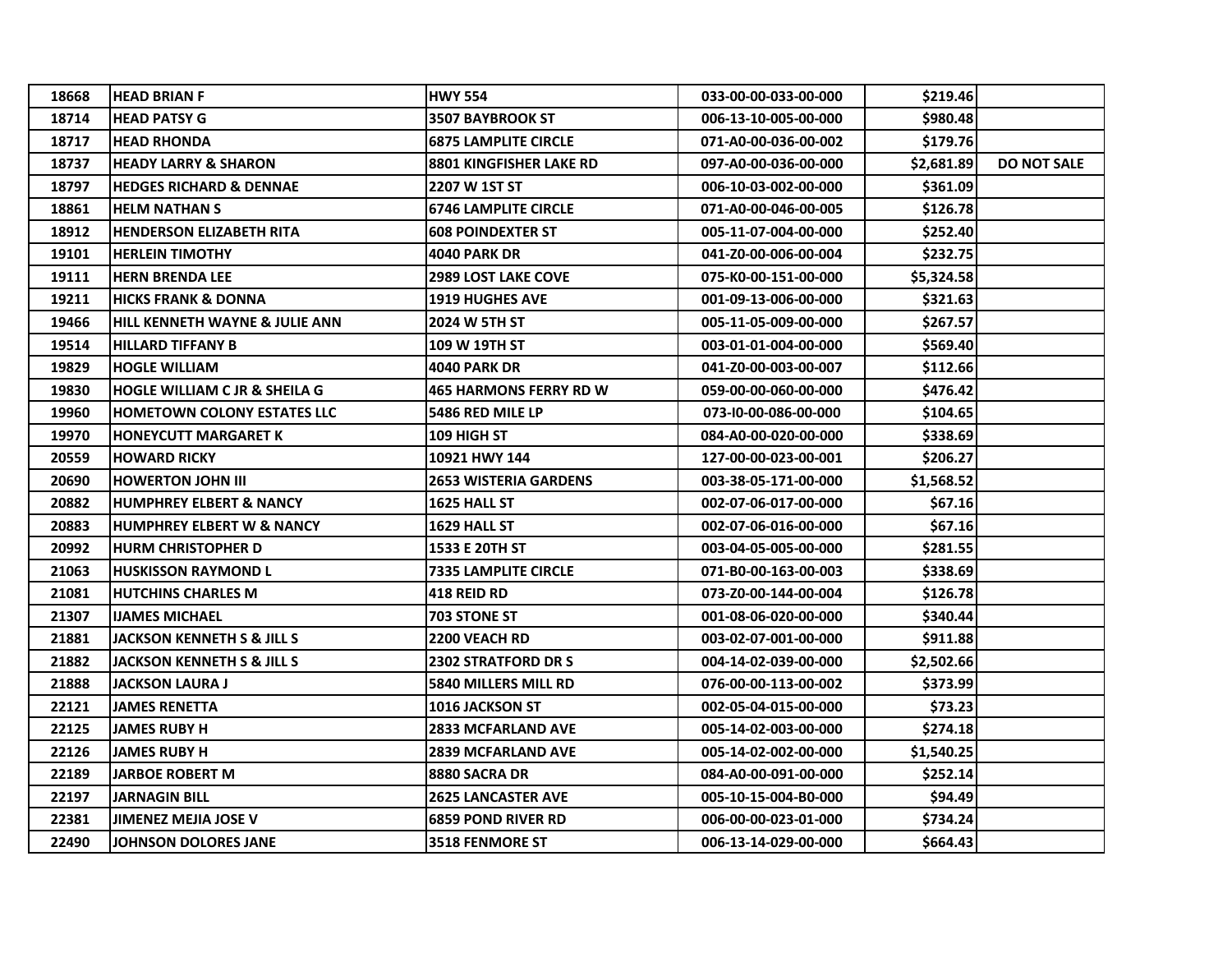| | | | | | |
|---|---|---|---|---|---|
| 18668 | HEAD BRIAN F | HWY 554 | 033-00-00-033-00-000 | $219.46 | |
| 18714 | HEAD PATSY G | 3507 BAYBROOK ST | 006-13-10-005-00-000 | $980.48 | |
| 18717 | HEAD RHONDA | 6875 LAMPLITE CIRCLE | 071-A0-00-036-00-002 | $179.76 | |
| 18737 | HEADY LARRY & SHARON | 8801 KINGFISHER LAKE RD | 097-A0-00-036-00-000 | $2,681.89 | DO NOT SALE |
| 18797 | HEDGES RICHARD & DENNAE | 2207 W 1ST ST | 006-10-03-002-00-000 | $361.09 | |
| 18861 | HELM NATHAN S | 6746 LAMPLITE CIRCLE | 071-A0-00-046-00-005 | $126.78 | |
| 18912 | HENDERSON ELIZABETH RITA | 608 POINDEXTER ST | 005-11-07-004-00-000 | $252.40 | |
| 19101 | HERLEIN TIMOTHY | 4040 PARK DR | 041-Z0-00-006-00-004 | $232.75 | |
| 19111 | HERN BRENDA LEE | 2989 LOST LAKE COVE | 075-K0-00-151-00-000 | $5,324.58 | |
| 19211 | HICKS FRANK & DONNA | 1919 HUGHES AVE | 001-09-13-006-00-000 | $321.63 | |
| 19466 | HILL KENNETH WAYNE & JULIE ANN | 2024 W 5TH ST | 005-11-05-009-00-000 | $267.57 | |
| 19514 | HILLARD TIFFANY B | 109 W 19TH ST | 003-01-01-004-00-000 | $569.40 | |
| 19829 | HOGLE WILLIAM | 4040 PARK DR | 041-Z0-00-003-00-007 | $112.66 | |
| 19830 | HOGLE WILLIAM C JR & SHEILA G | 465 HARMONS FERRY RD W | 059-00-00-060-00-000 | $476.42 | |
| 19960 | HOMETOWN COLONY ESTATES LLC | 5486 RED MILE LP | 073-I0-00-086-00-000 | $104.65 | |
| 19970 | HONEYCUTT MARGARET K | 109 HIGH ST | 084-A0-00-020-00-000 | $338.69 | |
| 20559 | HOWARD RICKY | 10921 HWY 144 | 127-00-00-023-00-001 | $206.27 | |
| 20690 | HOWERTON JOHN III | 2653 WISTERIA GARDENS | 003-38-05-171-00-000 | $1,568.52 | |
| 20882 | HUMPHREY ELBERT & NANCY | 1625 HALL ST | 002-07-06-017-00-000 | $67.16 | |
| 20883 | HUMPHREY ELBERT W & NANCY | 1629 HALL ST | 002-07-06-016-00-000 | $67.16 | |
| 20992 | HURM CHRISTOPHER D | 1533 E 20TH ST | 003-04-05-005-00-000 | $281.55 | |
| 21063 | HUSKISSON RAYMOND L | 7335 LAMPLITE CIRCLE | 071-B0-00-163-00-003 | $338.69 | |
| 21081 | HUTCHINS CHARLES M | 418 REID RD | 073-Z0-00-144-00-004 | $126.78 | |
| 21307 | IJAMES MICHAEL | 703 STONE ST | 001-08-06-020-00-000 | $340.44 | |
| 21881 | JACKSON KENNETH S & JILL S | 2200 VEACH RD | 003-02-07-001-00-000 | $911.88 | |
| 21882 | JACKSON KENNETH S & JILL S | 2302 STRATFORD DR S | 004-14-02-039-00-000 | $2,502.66 | |
| 21888 | JACKSON LAURA J | 5840 MILLERS MILL RD | 076-00-00-113-00-002 | $373.99 | |
| 22121 | JAMES RENETTA | 1016 JACKSON ST | 002-05-04-015-00-000 | $73.23 | |
| 22125 | JAMES RUBY H | 2833 MCFARLAND AVE | 005-14-02-003-00-000 | $274.18 | |
| 22126 | JAMES RUBY H | 2839 MCFARLAND AVE | 005-14-02-002-00-000 | $1,540.25 | |
| 22189 | JARBOE ROBERT M | 8880 SACRA DR | 084-A0-00-091-00-000 | $252.14 | |
| 22197 | JARNAGIN BILL | 2625 LANCASTER AVE | 005-10-15-004-B0-000 | $94.49 | |
| 22381 | JIMENEZ MEJIA JOSE V | 6859 POND RIVER RD | 006-00-00-023-01-000 | $734.24 | |
| 22490 | JOHNSON DOLORES JANE | 3518 FENMORE ST | 006-13-14-029-00-000 | $664.43 | |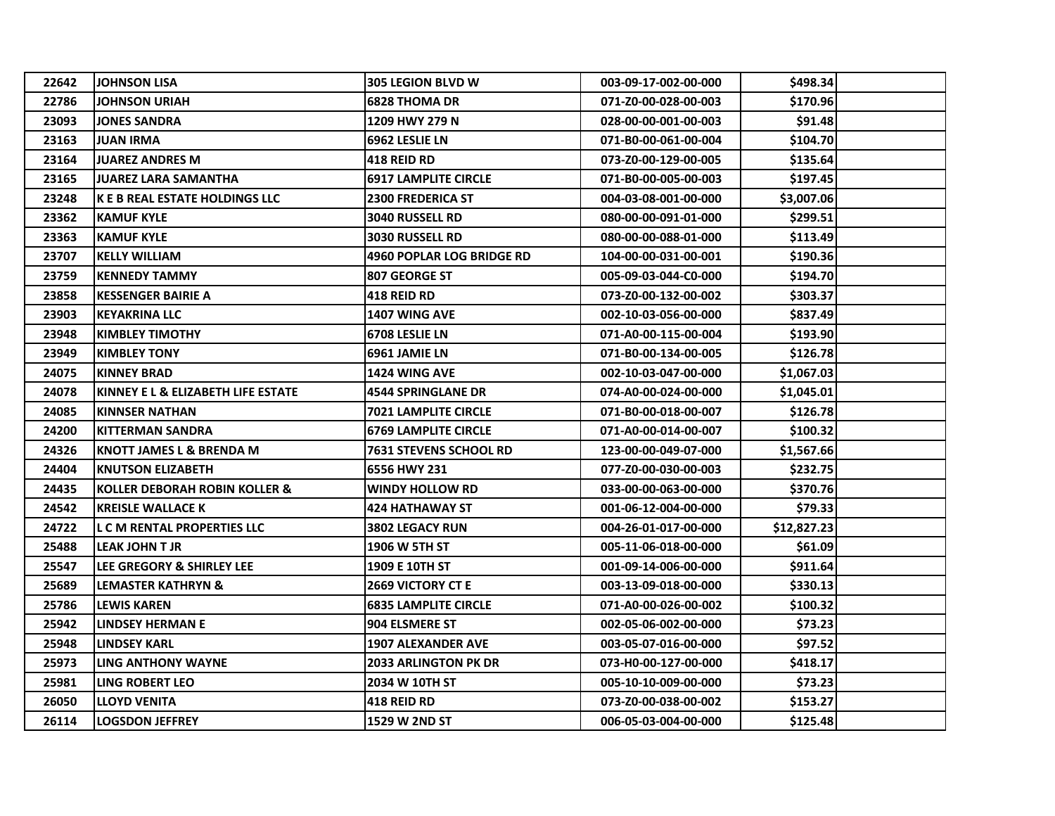| | | | | | |
|---|---|---|---|---|---|
| 22642 | JOHNSON LISA | 305 LEGION BLVD W | 003-09-17-002-00-000 | $498.34 | |
| 22786 | JOHNSON URIAH | 6828 THOMA DR | 071-Z0-00-028-00-003 | $170.96 | |
| 23093 | JONES SANDRA | 1209 HWY 279 N | 028-00-00-001-00-003 | $91.48 | |
| 23163 | JUAN IRMA | 6962 LESLIE LN | 071-B0-00-061-00-004 | $104.70 | |
| 23164 | JUAREZ ANDRES M | 418 REID RD | 073-Z0-00-129-00-005 | $135.64 | |
| 23165 | JUAREZ LARA SAMANTHA | 6917 LAMPLITE CIRCLE | 071-B0-00-005-00-003 | $197.45 | |
| 23248 | K E B REAL ESTATE HOLDINGS LLC | 2300 FREDERICA ST | 004-03-08-001-00-000 | $3,007.06 | |
| 23362 | KAMUF KYLE | 3040 RUSSELL RD | 080-00-00-091-01-000 | $299.51 | |
| 23363 | KAMUF KYLE | 3030 RUSSELL RD | 080-00-00-088-01-000 | $113.49 | |
| 23707 | KELLY WILLIAM | 4960 POPLAR LOG BRIDGE RD | 104-00-00-031-00-001 | $190.36 | |
| 23759 | KENNEDY TAMMY | 807 GEORGE ST | 005-09-03-044-C0-000 | $194.70 | |
| 23858 | KESSENGER BAIRIE A | 418 REID RD | 073-Z0-00-132-00-002 | $303.37 | |
| 23903 | KEYAKRINA LLC | 1407 WING AVE | 002-10-03-056-00-000 | $837.49 | |
| 23948 | KIMBLEY TIMOTHY | 6708 LESLIE LN | 071-A0-00-115-00-004 | $193.90 | |
| 23949 | KIMBLEY TONY | 6961 JAMIE LN | 071-B0-00-134-00-005 | $126.78 | |
| 24075 | KINNEY BRAD | 1424 WING AVE | 002-10-03-047-00-000 | $1,067.03 | |
| 24078 | KINNEY E L & ELIZABETH LIFE ESTATE | 4544 SPRINGLANE DR | 074-A0-00-024-00-000 | $1,045.01 | |
| 24085 | KINNSER NATHAN | 7021 LAMPLITE CIRCLE | 071-B0-00-018-00-007 | $126.78 | |
| 24200 | KITTERMAN SANDRA | 6769 LAMPLITE CIRCLE | 071-A0-00-014-00-007 | $100.32 | |
| 24326 | KNOTT JAMES L & BRENDA M | 7631 STEVENS SCHOOL RD | 123-00-00-049-07-000 | $1,567.66 | |
| 24404 | KNUTSON ELIZABETH | 6556 HWY 231 | 077-Z0-00-030-00-003 | $232.75 | |
| 24435 | KOLLER DEBORAH ROBIN KOLLER & | WINDY HOLLOW RD | 033-00-00-063-00-000 | $370.76 | |
| 24542 | KREISLE WALLACE K | 424 HATHAWAY ST | 001-06-12-004-00-000 | $79.33 | |
| 24722 | L C M RENTAL PROPERTIES LLC | 3802 LEGACY RUN | 004-26-01-017-00-000 | $12,827.23 | |
| 25488 | LEAK JOHN T JR | 1906 W 5TH ST | 005-11-06-018-00-000 | $61.09 | |
| 25547 | LEE GREGORY & SHIRLEY LEE | 1909 E 10TH ST | 001-09-14-006-00-000 | $911.64 | |
| 25689 | LEMASTER KATHRYN & | 2669 VICTORY CT E | 003-13-09-018-00-000 | $330.13 | |
| 25786 | LEWIS KAREN | 6835 LAMPLITE CIRCLE | 071-A0-00-026-00-002 | $100.32 | |
| 25942 | LINDSEY HERMAN E | 904 ELSMERE ST | 002-05-06-002-00-000 | $73.23 | |
| 25948 | LINDSEY KARL | 1907 ALEXANDER AVE | 003-05-07-016-00-000 | $97.52 | |
| 25973 | LING ANTHONY WAYNE | 2033 ARLINGTON PK DR | 073-H0-00-127-00-000 | $418.17 | |
| 25981 | LING ROBERT LEO | 2034 W 10TH ST | 005-10-10-009-00-000 | $73.23 | |
| 26050 | LLOYD VENITA | 418 REID RD | 073-Z0-00-038-00-002 | $153.27 | |
| 26114 | LOGSDON JEFFREY | 1529 W 2ND ST | 006-05-03-004-00-000 | $125.48 | |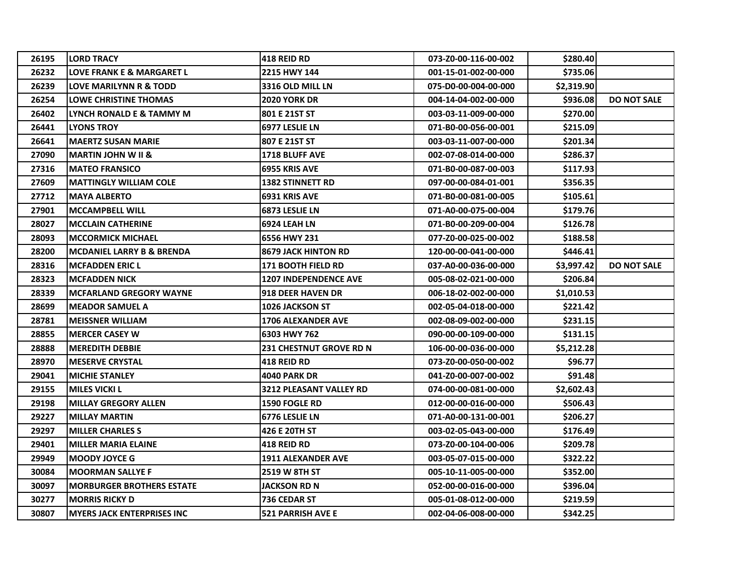| | | | | | |
|---|---|---|---|---|---|
| 26195 | LORD TRACY | 418 REID RD | 073-Z0-00-116-00-002 | $280.40 | |
| 26232 | LOVE FRANK E & MARGARET L | 2215 HWY 144 | 001-15-01-002-00-000 | $735.06 | |
| 26239 | LOVE MARILYNN R & TODD | 3316 OLD MILL LN | 075-D0-00-004-00-000 | $2,319.90 | |
| 26254 | LOWE CHRISTINE THOMAS | 2020 YORK DR | 004-14-04-002-00-000 | $936.08 | DO NOT SALE |
| 26402 | LYNCH RONALD E & TAMMY M | 801 E 21ST ST | 003-03-11-009-00-000 | $270.00 | |
| 26441 | LYONS TROY | 6977 LESLIE LN | 071-B0-00-056-00-001 | $215.09 | |
| 26641 | MAERTZ SUSAN MARIE | 807 E 21ST ST | 003-03-11-007-00-000 | $201.34 | |
| 27090 | MARTIN JOHN W II & | 1718 BLUFF AVE | 002-07-08-014-00-000 | $286.37 | |
| 27316 | MATEO FRANSICO | 6955 KRIS AVE | 071-B0-00-087-00-003 | $117.93 | |
| 27609 | MATTINGLY WILLIAM COLE | 1382 STINNETT RD | 097-00-00-084-01-001 | $356.35 | |
| 27712 | MAYA ALBERTO | 6931 KRIS AVE | 071-B0-00-081-00-005 | $105.61 | |
| 27901 | MCCAMPBELL WILL | 6873 LESLIE LN | 071-A0-00-075-00-004 | $179.76 | |
| 28027 | MCCLAIN CATHERINE | 6924 LEAH LN | 071-B0-00-209-00-004 | $126.78 | |
| 28093 | MCCORMICK MICHAEL | 6556 HWY 231 | 077-Z0-00-025-00-002 | $188.58 | |
| 28200 | MCDANIEL LARRY B & BRENDA | 8679 JACK HINTON RD | 120-00-00-041-00-000 | $446.41 | |
| 28316 | MCFADDEN ERIC L | 171 BOOTH FIELD RD | 037-A0-00-036-00-000 | $3,997.42 | DO NOT SALE |
| 28323 | MCFADDEN NICK | 1207 INDEPENDENCE AVE | 005-08-02-021-00-000 | $206.84 | |
| 28339 | MCFARLAND GREGORY WAYNE | 918 DEER HAVEN DR | 006-18-02-002-00-000 | $1,010.53 | |
| 28699 | MEADOR SAMUEL A | 1026 JACKSON ST | 002-05-04-018-00-000 | $221.42 | |
| 28781 | MEISSNER WILLIAM | 1706 ALEXANDER AVE | 002-08-09-002-00-000 | $231.15 | |
| 28855 | MERCER CASEY W | 6303 HWY 762 | 090-00-00-109-00-000 | $131.15 | |
| 28888 | MEREDITH DEBBIE | 231 CHESTNUT GROVE RD N | 106-00-00-036-00-000 | $5,212.28 | |
| 28970 | MESERVE CRYSTAL | 418 REID RD | 073-Z0-00-050-00-002 | $96.77 | |
| 29041 | MICHIE STANLEY | 4040 PARK DR | 041-Z0-00-007-00-002 | $91.48 | |
| 29155 | MILES VICKI L | 3212 PLEASANT VALLEY RD | 074-00-00-081-00-000 | $2,602.43 | |
| 29198 | MILLAY GREGORY ALLEN | 1590 FOGLE RD | 012-00-00-016-00-000 | $506.43 | |
| 29227 | MILLAY MARTIN | 6776 LESLIE LN | 071-A0-00-131-00-001 | $206.27 | |
| 29297 | MILLER CHARLES S | 426 E 20TH ST | 003-02-05-043-00-000 | $176.49 | |
| 29401 | MILLER MARIA ELAINE | 418 REID RD | 073-Z0-00-104-00-006 | $209.78 | |
| 29949 | MOODY JOYCE G | 1911 ALEXANDER AVE | 003-05-07-015-00-000 | $322.22 | |
| 30084 | MOORMAN SALLYE F | 2519 W 8TH ST | 005-10-11-005-00-000 | $352.00 | |
| 30097 | MORBURGER BROTHERS ESTATE | JACKSON RD N | 052-00-00-016-00-000 | $396.04 | |
| 30277 | MORRIS RICKY D | 736 CEDAR ST | 005-01-08-012-00-000 | $219.59 | |
| 30807 | MYERS JACK ENTERPRISES INC | 521 PARRISH AVE E | 002-04-06-008-00-000 | $342.25 | |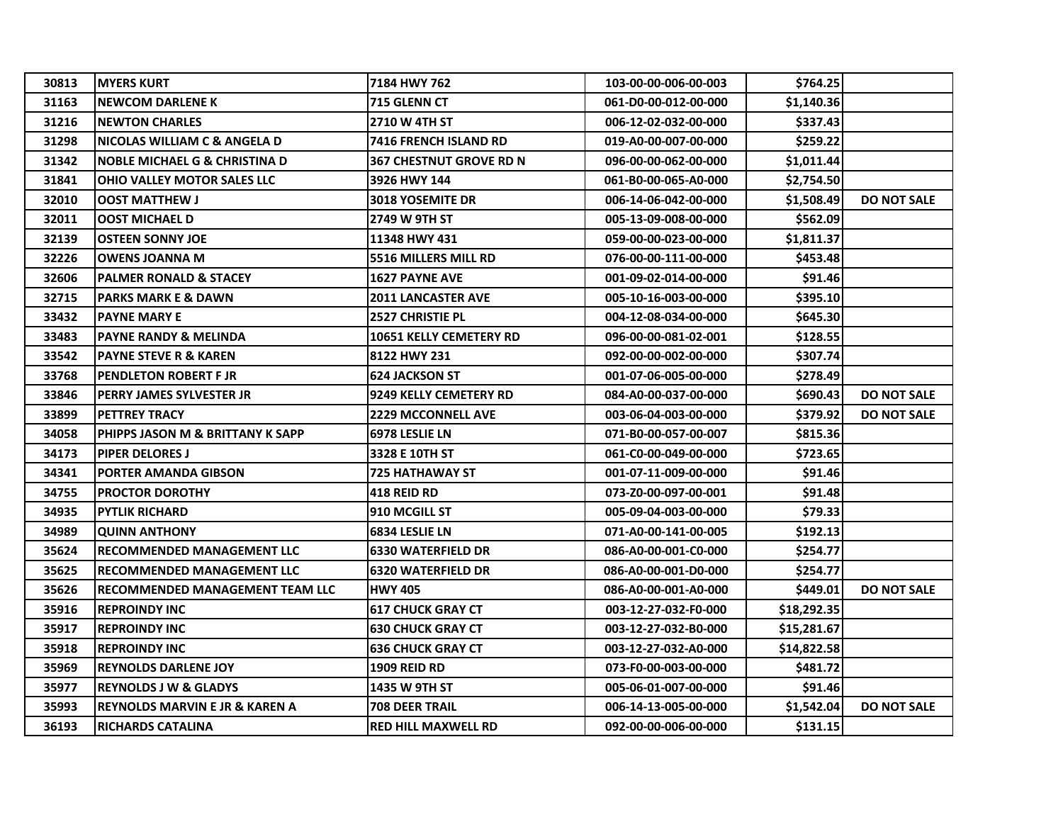| | | | | | |
|---|---|---|---|---|---|
| 30813 | MYERS KURT | 7184 HWY 762 | 103-00-00-006-00-003 | $764.25 | |
| 31163 | NEWCOM DARLENE K | 715 GLENN CT | 061-D0-00-012-00-000 | $1,140.36 | |
| 31216 | NEWTON CHARLES | 2710 W 4TH ST | 006-12-02-032-00-000 | $337.43 | |
| 31298 | NICOLAS WILLIAM C & ANGELA D | 7416 FRENCH ISLAND RD | 019-A0-00-007-00-000 | $259.22 | |
| 31342 | NOBLE MICHAEL G & CHRISTINA D | 367 CHESTNUT GROVE RD N | 096-00-00-062-00-000 | $1,011.44 | |
| 31841 | OHIO VALLEY MOTOR SALES LLC | 3926 HWY 144 | 061-B0-00-065-A0-000 | $2,754.50 | |
| 32010 | OOST MATTHEW J | 3018 YOSEMITE DR | 006-14-06-042-00-000 | $1,508.49 | DO NOT SALE |
| 32011 | OOST MICHAEL D | 2749 W 9TH ST | 005-13-09-008-00-000 | $562.09 | |
| 32139 | OSTEEN SONNY JOE | 11348 HWY 431 | 059-00-00-023-00-000 | $1,811.37 | |
| 32226 | OWENS JOANNA M | 5516 MILLERS MILL RD | 076-00-00-111-00-000 | $453.48 | |
| 32606 | PALMER RONALD & STACEY | 1627 PAYNE AVE | 001-09-02-014-00-000 | $91.46 | |
| 32715 | PARKS MARK E & DAWN | 2011 LANCASTER AVE | 005-10-16-003-00-000 | $395.10 | |
| 33432 | PAYNE MARY E | 2527 CHRISTIE PL | 004-12-08-034-00-000 | $645.30 | |
| 33483 | PAYNE RANDY & MELINDA | 10651 KELLY CEMETERY RD | 096-00-00-081-02-001 | $128.55 | |
| 33542 | PAYNE STEVE R & KAREN | 8122 HWY 231 | 092-00-00-002-00-000 | $307.74 | |
| 33768 | PENDLETON ROBERT F JR | 624 JACKSON ST | 001-07-06-005-00-000 | $278.49 | |
| 33846 | PERRY JAMES SYLVESTER JR | 9249 KELLY CEMETERY RD | 084-A0-00-037-00-000 | $690.43 | DO NOT SALE |
| 33899 | PETTREY TRACY | 2229 MCCONNELL AVE | 003-06-04-003-00-000 | $379.92 | DO NOT SALE |
| 34058 | PHIPPS JASON M & BRITTANY K SAPP | 6978 LESLIE LN | 071-B0-00-057-00-007 | $815.36 | |
| 34173 | PIPER DELORES J | 3328 E 10TH ST | 061-C0-00-049-00-000 | $723.65 | |
| 34341 | PORTER AMANDA GIBSON | 725 HATHAWAY ST | 001-07-11-009-00-000 | $91.46 | |
| 34755 | PROCTOR DOROTHY | 418 REID RD | 073-Z0-00-097-00-001 | $91.48 | |
| 34935 | PYTLIK RICHARD | 910 MCGILL ST | 005-09-04-003-00-000 | $79.33 | |
| 34989 | QUINN ANTHONY | 6834 LESLIE LN | 071-A0-00-141-00-005 | $192.13 | |
| 35624 | RECOMMENDED MANAGEMENT LLC | 6330 WATERFIELD DR | 086-A0-00-001-C0-000 | $254.77 | |
| 35625 | RECOMMENDED MANAGEMENT LLC | 6320 WATERFIELD DR | 086-A0-00-001-D0-000 | $254.77 | |
| 35626 | RECOMMENDED MANAGEMENT TEAM LLC | HWY 405 | 086-A0-00-001-A0-000 | $449.01 | DO NOT SALE |
| 35916 | REPROINDY INC | 617 CHUCK GRAY CT | 003-12-27-032-F0-000 | $18,292.35 | |
| 35917 | REPROINDY INC | 630 CHUCK GRAY CT | 003-12-27-032-B0-000 | $15,281.67 | |
| 35918 | REPROINDY INC | 636 CHUCK GRAY CT | 003-12-27-032-A0-000 | $14,822.58 | |
| 35969 | REYNOLDS DARLENE JOY | 1909 REID RD | 073-F0-00-003-00-000 | $481.72 | |
| 35977 | REYNOLDS J W & GLADYS | 1435 W 9TH ST | 005-06-01-007-00-000 | $91.46 | |
| 35993 | REYNOLDS MARVIN E JR & KAREN A | 708 DEER TRAIL | 006-14-13-005-00-000 | $1,542.04 | DO NOT SALE |
| 36193 | RICHARDS CATALINA | RED HILL MAXWELL RD | 092-00-00-006-00-000 | $131.15 | |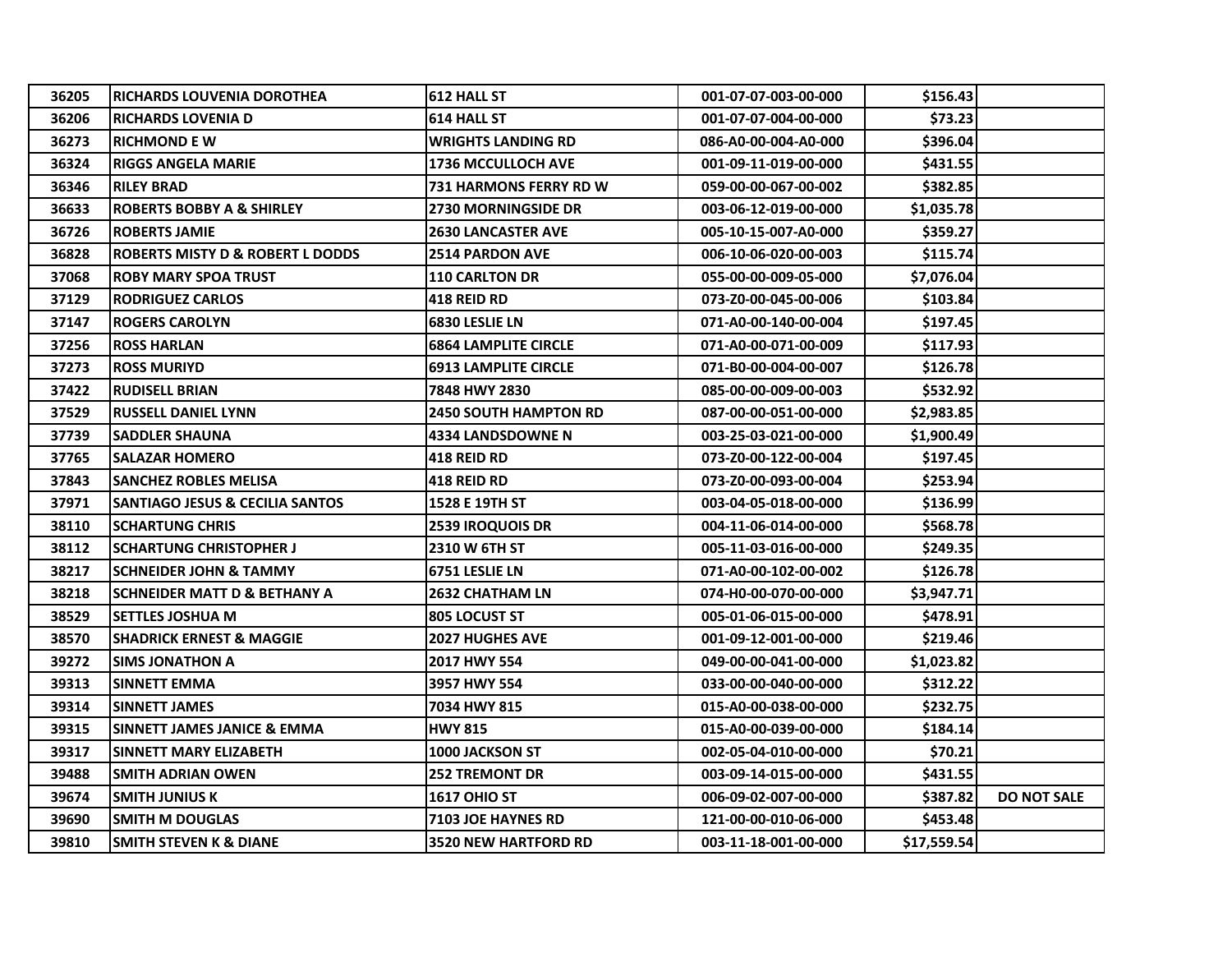| | | | | | |
|---|---|---|---|---|---|
| 36205 | RICHARDS LOUVENIA DOROTHEA | 612 HALL ST | 001-07-07-003-00-000 | $156.43 | |
| 36206 | RICHARDS LOVENIA D | 614 HALL ST | 001-07-07-004-00-000 | $73.23 | |
| 36273 | RICHMOND E W | WRIGHTS LANDING RD | 086-A0-00-004-A0-000 | $396.04 | |
| 36324 | RIGGS ANGELA MARIE | 1736 MCCULLOCH AVE | 001-09-11-019-00-000 | $431.55 | |
| 36346 | RILEY BRAD | 731 HARMONS FERRY RD W | 059-00-00-067-00-002 | $382.85 | |
| 36633 | ROBERTS BOBBY A & SHIRLEY | 2730 MORNINGSIDE DR | 003-06-12-019-00-000 | $1,035.78 | |
| 36726 | ROBERTS JAMIE | 2630 LANCASTER AVE | 005-10-15-007-A0-000 | $359.27 | |
| 36828 | ROBERTS MISTY D & ROBERT L DODDS | 2514 PARDON AVE | 006-10-06-020-00-003 | $115.74 | |
| 37068 | ROBY MARY SPOA TRUST | 110 CARLTON DR | 055-00-00-009-05-000 | $7,076.04 | |
| 37129 | RODRIGUEZ CARLOS | 418 REID RD | 073-Z0-00-045-00-006 | $103.84 | |
| 37147 | ROGERS CAROLYN | 6830 LESLIE LN | 071-A0-00-140-00-004 | $197.45 | |
| 37256 | ROSS HARLAN | 6864 LAMPLITE CIRCLE | 071-A0-00-071-00-009 | $117.93 | |
| 37273 | ROSS MURIYD | 6913 LAMPLITE CIRCLE | 071-B0-00-004-00-007 | $126.78 | |
| 37422 | RUDISELL BRIAN | 7848 HWY 2830 | 085-00-00-009-00-003 | $532.92 | |
| 37529 | RUSSELL DANIEL LYNN | 2450 SOUTH HAMPTON RD | 087-00-00-051-00-000 | $2,983.85 | |
| 37739 | SADDLER SHAUNA | 4334 LANDSDOWNE N | 003-25-03-021-00-000 | $1,900.49 | |
| 37765 | SALAZAR HOMERO | 418 REID RD | 073-Z0-00-122-00-004 | $197.45 | |
| 37843 | SANCHEZ ROBLES MELISA | 418 REID RD | 073-Z0-00-093-00-004 | $253.94 | |
| 37971 | SANTIAGO JESUS & CECILIA SANTOS | 1528 E 19TH ST | 003-04-05-018-00-000 | $136.99 | |
| 38110 | SCHARTUNG CHRIS | 2539 IROQUOIS DR | 004-11-06-014-00-000 | $568.78 | |
| 38112 | SCHARTUNG CHRISTOPHER J | 2310 W 6TH ST | 005-11-03-016-00-000 | $249.35 | |
| 38217 | SCHNEIDER JOHN & TAMMY | 6751 LESLIE LN | 071-A0-00-102-00-002 | $126.78 | |
| 38218 | SCHNEIDER MATT D & BETHANY A | 2632 CHATHAM LN | 074-H0-00-070-00-000 | $3,947.71 | |
| 38529 | SETTLES JOSHUA M | 805 LOCUST ST | 005-01-06-015-00-000 | $478.91 | |
| 38570 | SHADRICK ERNEST & MAGGIE | 2027 HUGHES AVE | 001-09-12-001-00-000 | $219.46 | |
| 39272 | SIMS JONATHON A | 2017 HWY 554 | 049-00-00-041-00-000 | $1,023.82 | |
| 39313 | SINNETT EMMA | 3957 HWY 554 | 033-00-00-040-00-000 | $312.22 | |
| 39314 | SINNETT JAMES | 7034 HWY 815 | 015-A0-00-038-00-000 | $232.75 | |
| 39315 | SINNETT JAMES JANICE & EMMA | HWY 815 | 015-A0-00-039-00-000 | $184.14 | |
| 39317 | SINNETT MARY ELIZABETH | 1000 JACKSON ST | 002-05-04-010-00-000 | $70.21 | |
| 39488 | SMITH ADRIAN OWEN | 252 TREMONT DR | 003-09-14-015-00-000 | $431.55 | |
| 39674 | SMITH JUNIUS K | 1617 OHIO ST | 006-09-02-007-00-000 | $387.82 | DO NOT SALE |
| 39690 | SMITH M DOUGLAS | 7103 JOE HAYNES RD | 121-00-00-010-06-000 | $453.48 | |
| 39810 | SMITH STEVEN K & DIANE | 3520 NEW HARTFORD RD | 003-11-18-001-00-000 | $17,559.54 | |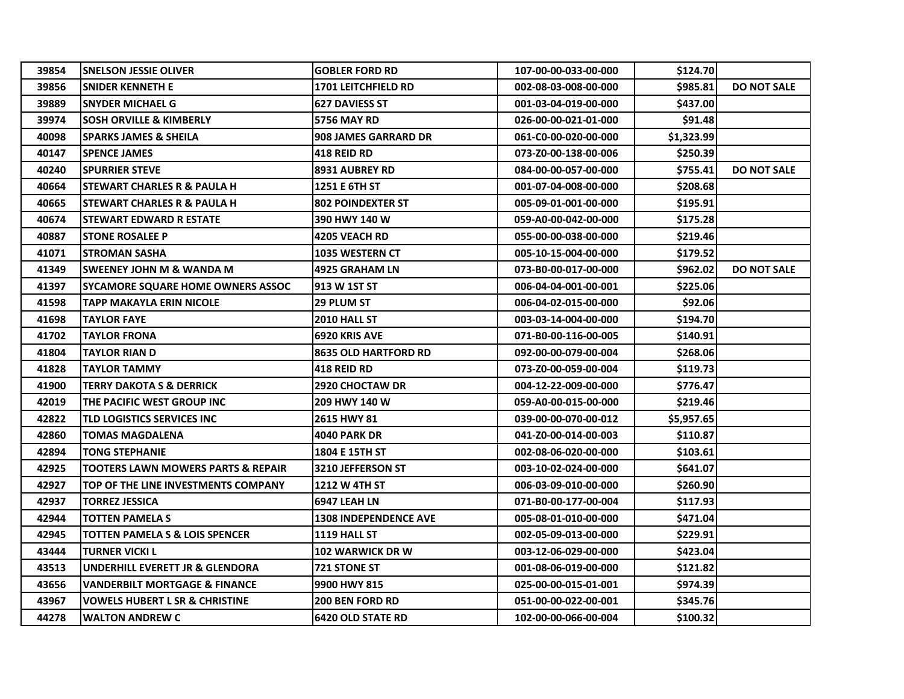| | | | | | |
|---|---|---|---|---|---|
| 39854 | SNELSON JESSIE OLIVER | GOBLER FORD RD | 107-00-00-033-00-000 | $124.70 | |
| 39856 | SNIDER KENNETH E | 1701 LEITCHFIELD RD | 002-08-03-008-00-000 | $985.81 | DO NOT SALE |
| 39889 | SNYDER MICHAEL G | 627 DAVIESS ST | 001-03-04-019-00-000 | $437.00 | |
| 39974 | SOSH ORVILLE & KIMBERLY | 5756 MAY RD | 026-00-00-021-01-000 | $91.48 | |
| 40098 | SPARKS JAMES & SHEILA | 908 JAMES GARRARD DR | 061-C0-00-020-00-000 | $1,323.99 | |
| 40147 | SPENCE JAMES | 418 REID RD | 073-Z0-00-138-00-006 | $250.39 | |
| 40240 | SPURRIER STEVE | 8931 AUBREY RD | 084-00-00-057-00-000 | $755.41 | DO NOT SALE |
| 40664 | STEWART CHARLES R & PAULA H | 1251 E 6TH ST | 001-07-04-008-00-000 | $208.68 | |
| 40665 | STEWART CHARLES R & PAULA H | 802 POINDEXTER ST | 005-09-01-001-00-000 | $195.91 | |
| 40674 | STEWART EDWARD R ESTATE | 390 HWY 140 W | 059-A0-00-042-00-000 | $175.28 | |
| 40887 | STONE ROSALEE P | 4205 VEACH RD | 055-00-00-038-00-000 | $219.46 | |
| 41071 | STROMAN SASHA | 1035 WESTERN CT | 005-10-15-004-00-000 | $179.52 | |
| 41349 | SWEENEY JOHN M & WANDA M | 4925 GRAHAM LN | 073-B0-00-017-00-000 | $962.02 | DO NOT SALE |
| 41397 | SYCAMORE SQUARE HOME OWNERS ASSOC | 913 W 1ST ST | 006-04-04-001-00-001 | $225.06 | |
| 41598 | TAPP MAKAYLA ERIN NICOLE | 29 PLUM ST | 006-04-02-015-00-000 | $92.06 | |
| 41698 | TAYLOR FAYE | 2010 HALL ST | 003-03-14-004-00-000 | $194.70 | |
| 41702 | TAYLOR FRONA | 6920 KRIS AVE | 071-B0-00-116-00-005 | $140.91 | |
| 41804 | TAYLOR RIAN D | 8635 OLD HARTFORD RD | 092-00-00-079-00-004 | $268.06 | |
| 41828 | TAYLOR TAMMY | 418 REID RD | 073-Z0-00-059-00-004 | $119.73 | |
| 41900 | TERRY DAKOTA S & DERRICK | 2920 CHOCTAW DR | 004-12-22-009-00-000 | $776.47 | |
| 42019 | THE PACIFIC WEST GROUP INC | 209 HWY 140 W | 059-A0-00-015-00-000 | $219.46 | |
| 42822 | TLD LOGISTICS SERVICES INC | 2615 HWY 81 | 039-00-00-070-00-012 | $5,957.65 | |
| 42860 | TOMAS MAGDALENA | 4040 PARK DR | 041-Z0-00-014-00-003 | $110.87 | |
| 42894 | TONG STEPHANIE | 1804 E 15TH ST | 002-08-06-020-00-000 | $103.61 | |
| 42925 | TOOTERS LAWN MOWERS PARTS & REPAIR | 3210 JEFFERSON ST | 003-10-02-024-00-000 | $641.07 | |
| 42927 | TOP OF THE LINE INVESTMENTS COMPANY | 1212 W 4TH ST | 006-03-09-010-00-000 | $260.90 | |
| 42937 | TORREZ JESSICA | 6947 LEAH LN | 071-B0-00-177-00-004 | $117.93 | |
| 42944 | TOTTEN PAMELA S | 1308 INDEPENDENCE AVE | 005-08-01-010-00-000 | $471.04 | |
| 42945 | TOTTEN PAMELA S & LOIS SPENCER | 1119 HALL ST | 002-05-09-013-00-000 | $229.91 | |
| 43444 | TURNER VICKI L | 102 WARWICK DR W | 003-12-06-029-00-000 | $423.04 | |
| 43513 | UNDERHILL EVERETT JR & GLENDORA | 721 STONE ST | 001-08-06-019-00-000 | $121.82 | |
| 43656 | VANDERBILT MORTGAGE & FINANCE | 9900 HWY 815 | 025-00-00-015-01-001 | $974.39 | |
| 43967 | VOWELS HUBERT L SR & CHRISTINE | 200 BEN FORD RD | 051-00-00-022-00-001 | $345.76 | |
| 44278 | WALTON ANDREW C | 6420 OLD STATE RD | 102-00-00-066-00-004 | $100.32 | |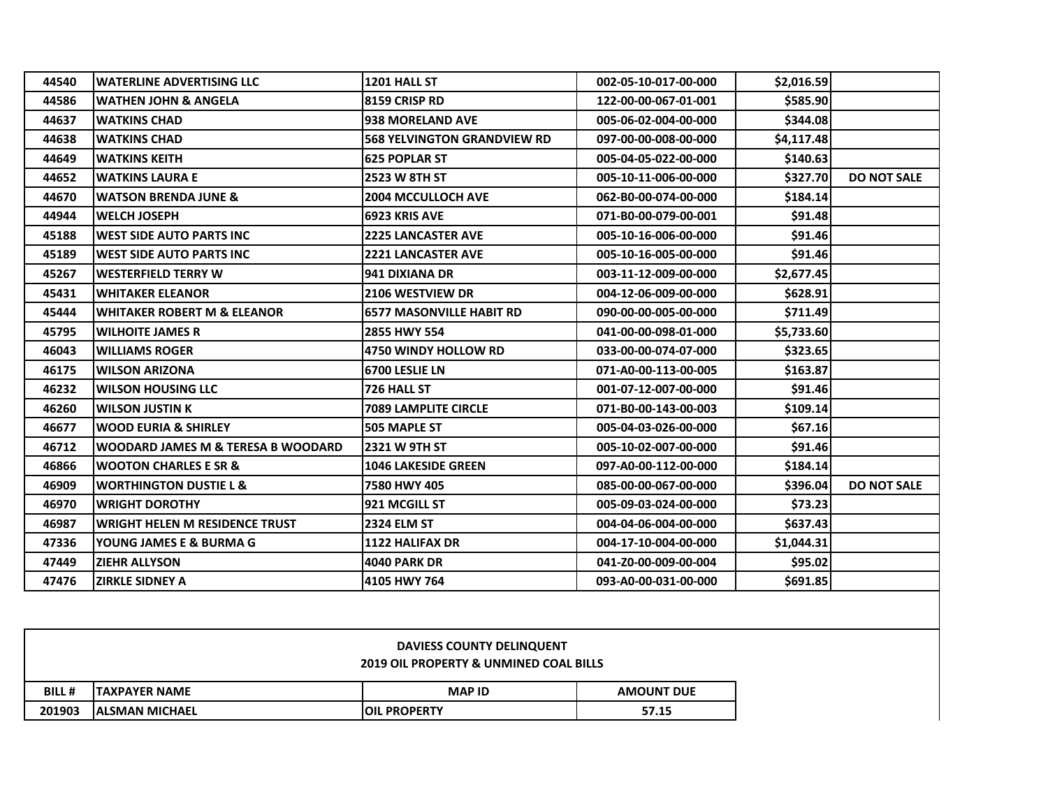| | | | | | |
|---|---|---|---|---|---|
| 44540 | WATERLINE ADVERTISING LLC | 1201 HALL ST | 002-05-10-017-00-000 | $2,016.59 | |
| 44586 | WATHEN JOHN & ANGELA | 8159 CRISP RD | 122-00-00-067-01-001 | $585.90 | |
| 44637 | WATKINS CHAD | 938 MORELAND AVE | 005-06-02-004-00-000 | $344.08 | |
| 44638 | WATKINS CHAD | 568 YELVINGTON GRANDVIEW RD | 097-00-00-008-00-000 | $4,117.48 | |
| 44649 | WATKINS KEITH | 625 POPLAR ST | 005-04-05-022-00-000 | $140.63 | |
| 44652 | WATKINS LAURA E | 2523 W 8TH ST | 005-10-11-006-00-000 | $327.70 | DO NOT SALE |
| 44670 | WATSON BRENDA JUNE & | 2004 MCCULLOCH AVE | 062-B0-00-074-00-000 | $184.14 | |
| 44944 | WELCH JOSEPH | 6923 KRIS AVE | 071-B0-00-079-00-001 | $91.48 | |
| 45188 | WEST SIDE AUTO PARTS INC | 2225 LANCASTER AVE | 005-10-16-006-00-000 | $91.46 | |
| 45189 | WEST SIDE AUTO PARTS INC | 2221 LANCASTER AVE | 005-10-16-005-00-000 | $91.46 | |
| 45267 | WESTERFIELD TERRY W | 941 DIXIANA DR | 003-11-12-009-00-000 | $2,677.45 | |
| 45431 | WHITAKER ELEANOR | 2106 WESTVIEW DR | 004-12-06-009-00-000 | $628.91 | |
| 45444 | WHITAKER ROBERT M & ELEANOR | 6577 MASONVILLE HABIT RD | 090-00-00-005-00-000 | $711.49 | |
| 45795 | WILHOITE JAMES R | 2855 HWY 554 | 041-00-00-098-01-000 | $5,733.60 | |
| 46043 | WILLIAMS ROGER | 4750 WINDY HOLLOW RD | 033-00-00-074-07-000 | $323.65 | |
| 46175 | WILSON ARIZONA | 6700 LESLIE LN | 071-A0-00-113-00-005 | $163.87 | |
| 46232 | WILSON HOUSING LLC | 726 HALL ST | 001-07-12-007-00-000 | $91.46 | |
| 46260 | WILSON JUSTIN K | 7089 LAMPLITE CIRCLE | 071-B0-00-143-00-003 | $109.14 | |
| 46677 | WOOD EURIA & SHIRLEY | 505 MAPLE ST | 005-04-03-026-00-000 | $67.16 | |
| 46712 | WOODARD JAMES M & TERESA B WOODARD | 2321 W 9TH ST | 005-10-02-007-00-000 | $91.46 | |
| 46866 | WOOTON CHARLES E SR & | 1046 LAKESIDE GREEN | 097-A0-00-112-00-000 | $184.14 | |
| 46909 | WORTHINGTON DUSTIE L & | 7580 HWY 405 | 085-00-00-067-00-000 | $396.04 | DO NOT SALE |
| 46970 | WRIGHT DOROTHY | 921 MCGILL ST | 005-09-03-024-00-000 | $73.23 | |
| 46987 | WRIGHT HELEN M RESIDENCE TRUST | 2324 ELM ST | 004-04-06-004-00-000 | $637.43 | |
| 47336 | YOUNG JAMES E & BURMA G | 1122 HALIFAX DR | 004-17-10-004-00-000 | $1,044.31 | |
| 47449 | ZIEHR ALLYSON | 4040 PARK DR | 041-Z0-00-009-00-004 | $95.02 | |
| 47476 | ZIRKLE SIDNEY A | 4105 HWY 764 | 093-A0-00-031-00-000 | $691.85 | |

**DAVIESS COUNTY DELINQUENT**
**2019 OIL PROPERTY & UNMINED COAL BILLS**

| BILL # | TAXPAYER NAME | MAP ID | AMOUNT DUE |
|---|---|---|---|
| 201903 | ALSMAN MICHAEL | OIL PROPERTY | 57.15 |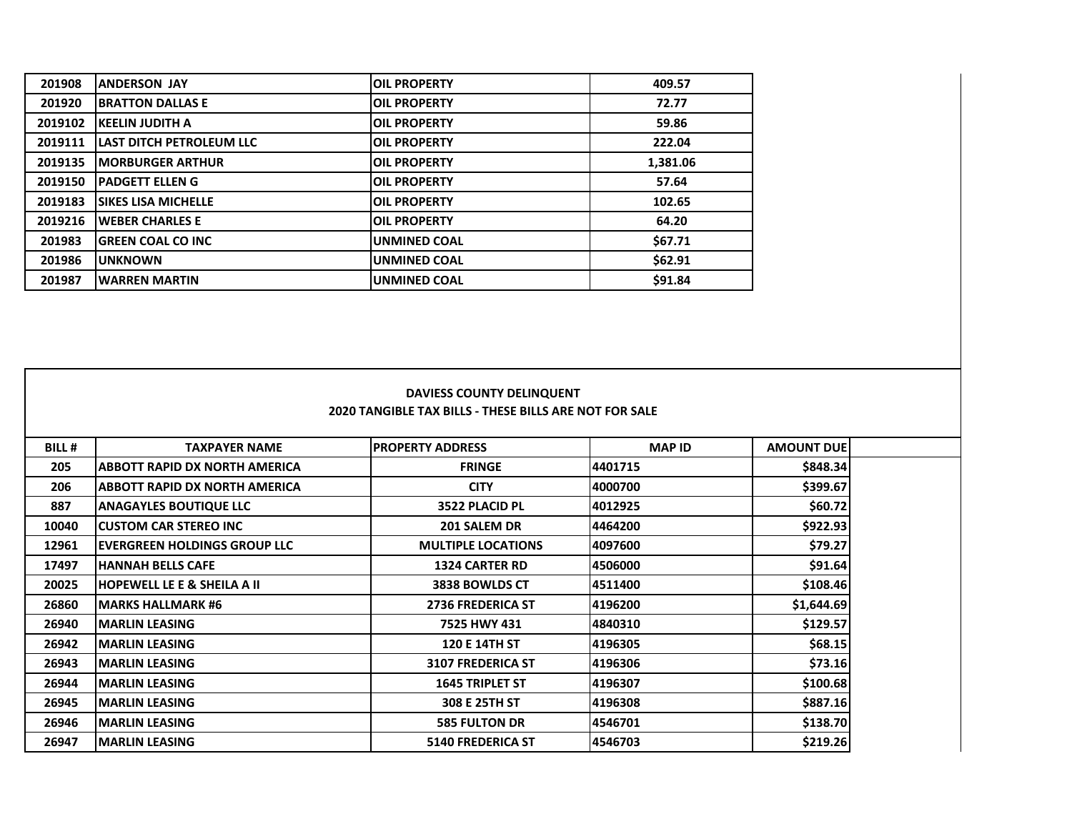| | | | |
|---|---|---|---|
| 201908 | ANDERSON JAY | OIL PROPERTY | 409.57 |
| 201920 | BRATTON DALLAS E | OIL PROPERTY | 72.77 |
| 2019102 | KEELIN JUDITH A | OIL PROPERTY | 59.86 |
| 2019111 | LAST DITCH PETROLEUM LLC | OIL PROPERTY | 222.04 |
| 2019135 | MORBURGER ARTHUR | OIL PROPERTY | 1,381.06 |
| 2019150 | PADGETT ELLEN G | OIL PROPERTY | 57.64 |
| 2019183 | SIKES LISA MICHELLE | OIL PROPERTY | 102.65 |
| 2019216 | WEBER CHARLES E | OIL PROPERTY | 64.20 |
| 201983 | GREEN COAL CO INC | UNMINED COAL | $67.71 |
| 201986 | UNKNOWN | UNMINED COAL | $62.91 |
| 201987 | WARREN MARTIN | UNMINED COAL | $91.84 |

## DAVIESS COUNTY DELINQUENT
## 2020 TANGIBLE TAX BILLS - THESE BILLS ARE NOT FOR SALE

| BILL # | TAXPAYER NAME | PROPERTY ADDRESS | MAP ID | AMOUNT DUE |
|---|---|---|---|---|
| 205 | ABBOTT RAPID DX NORTH AMERICA | FRINGE | 4401715 | $848.34 |
| 206 | ABBOTT RAPID DX NORTH AMERICA | CITY | 4000700 | $399.67 |
| 887 | ANAGAYLES BOUTIQUE LLC | 3522 PLACID PL | 4012925 | $60.72 |
| 10040 | CUSTOM CAR STEREO INC | 201 SALEM DR | 4464200 | $922.93 |
| 12961 | EVERGREEN HOLDINGS GROUP LLC | MULTIPLE LOCATIONS | 4097600 | $79.27 |
| 17497 | HANNAH BELLS CAFE | 1324 CARTER RD | 4506000 | $91.64 |
| 20025 | HOPEWELL LE E & SHEILA A II | 3838 BOWLDS CT | 4511400 | $108.46 |
| 26860 | MARKS HALLMARK #6 | 2736 FREDERICA ST | 4196200 | $1,644.69 |
| 26940 | MARLIN LEASING | 7525 HWY 431 | 4840310 | $129.57 |
| 26942 | MARLIN LEASING | 120 E 14TH ST | 4196305 | $68.15 |
| 26943 | MARLIN LEASING | 3107 FREDERICA ST | 4196306 | $73.16 |
| 26944 | MARLIN LEASING | 1645 TRIPLET ST | 4196307 | $100.68 |
| 26945 | MARLIN LEASING | 308 E 25TH ST | 4196308 | $887.16 |
| 26946 | MARLIN LEASING | 585 FULTON DR | 4546701 | $138.70 |
| 26947 | MARLIN LEASING | 5140 FREDERICA ST | 4546703 | $219.26 |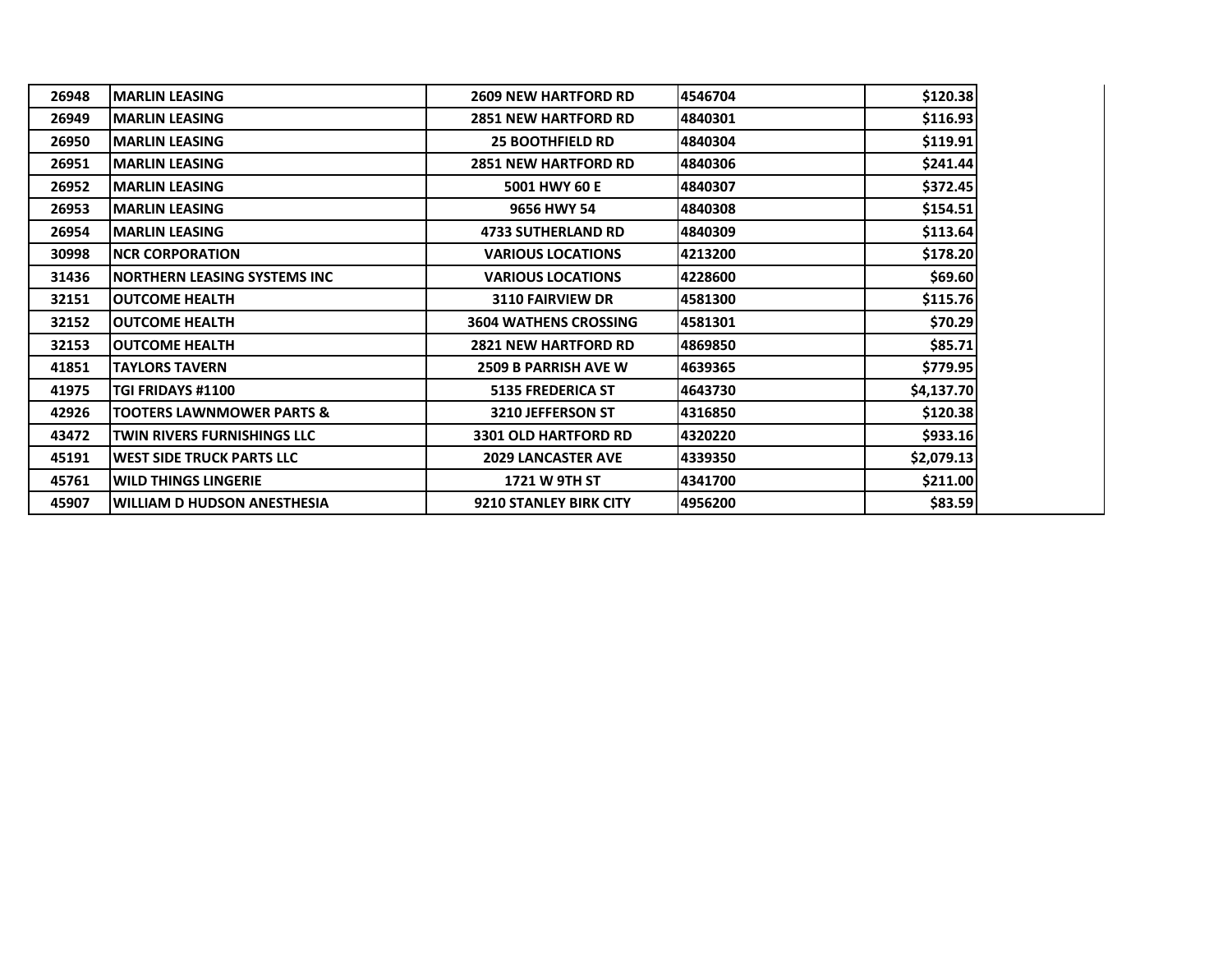| | | | | | |
|---|---|---|---|---|---|
| 26948 | MARLIN LEASING | 2609 NEW HARTFORD RD | 4546704 | $120.38 | |
| 26949 | MARLIN LEASING | 2851 NEW HARTFORD RD | 4840301 | $116.93 | |
| 26950 | MARLIN LEASING | 25 BOOTHFIELD RD | 4840304 | $119.91 | |
| 26951 | MARLIN LEASING | 2851 NEW HARTFORD RD | 4840306 | $241.44 | |
| 26952 | MARLIN LEASING | 5001 HWY 60 E | 4840307 | $372.45 | |
| 26953 | MARLIN LEASING | 9656 HWY 54 | 4840308 | $154.51 | |
| 26954 | MARLIN LEASING | 4733 SUTHERLAND RD | 4840309 | $113.64 | |
| 30998 | NCR CORPORATION | VARIOUS LOCATIONS | 4213200 | $178.20 | |
| 31436 | NORTHERN LEASING SYSTEMS INC | VARIOUS LOCATIONS | 4228600 | $69.60 | |
| 32151 | OUTCOME HEALTH | 3110 FAIRVIEW DR | 4581300 | $115.76 | |
| 32152 | OUTCOME HEALTH | 3604 WATHENS CROSSING | 4581301 | $70.29 | |
| 32153 | OUTCOME HEALTH | 2821 NEW HARTFORD RD | 4869850 | $85.71 | |
| 41851 | TAYLORS TAVERN | 2509 B PARRISH AVE W | 4639365 | $779.95 | |
| 41975 | TGI FRIDAYS #1100 | 5135 FREDERICA ST | 4643730 | $4,137.70 | |
| 42926 | TOOTERS LAWNMOWER PARTS & | 3210 JEFFERSON ST | 4316850 | $120.38 | |
| 43472 | TWIN RIVERS FURNISHINGS LLC | 3301 OLD HARTFORD RD | 4320220 | $933.16 | |
| 45191 | WEST SIDE TRUCK PARTS LLC | 2029 LANCASTER AVE | 4339350 | $2,079.13 | |
| 45761 | WILD THINGS LINGERIE | 1721 W 9TH ST | 4341700 | $211.00 | |
| 45907 | WILLIAM D HUDSON ANESTHESIA | 9210 STANLEY BIRK CITY | 4956200 | $83.59 | |